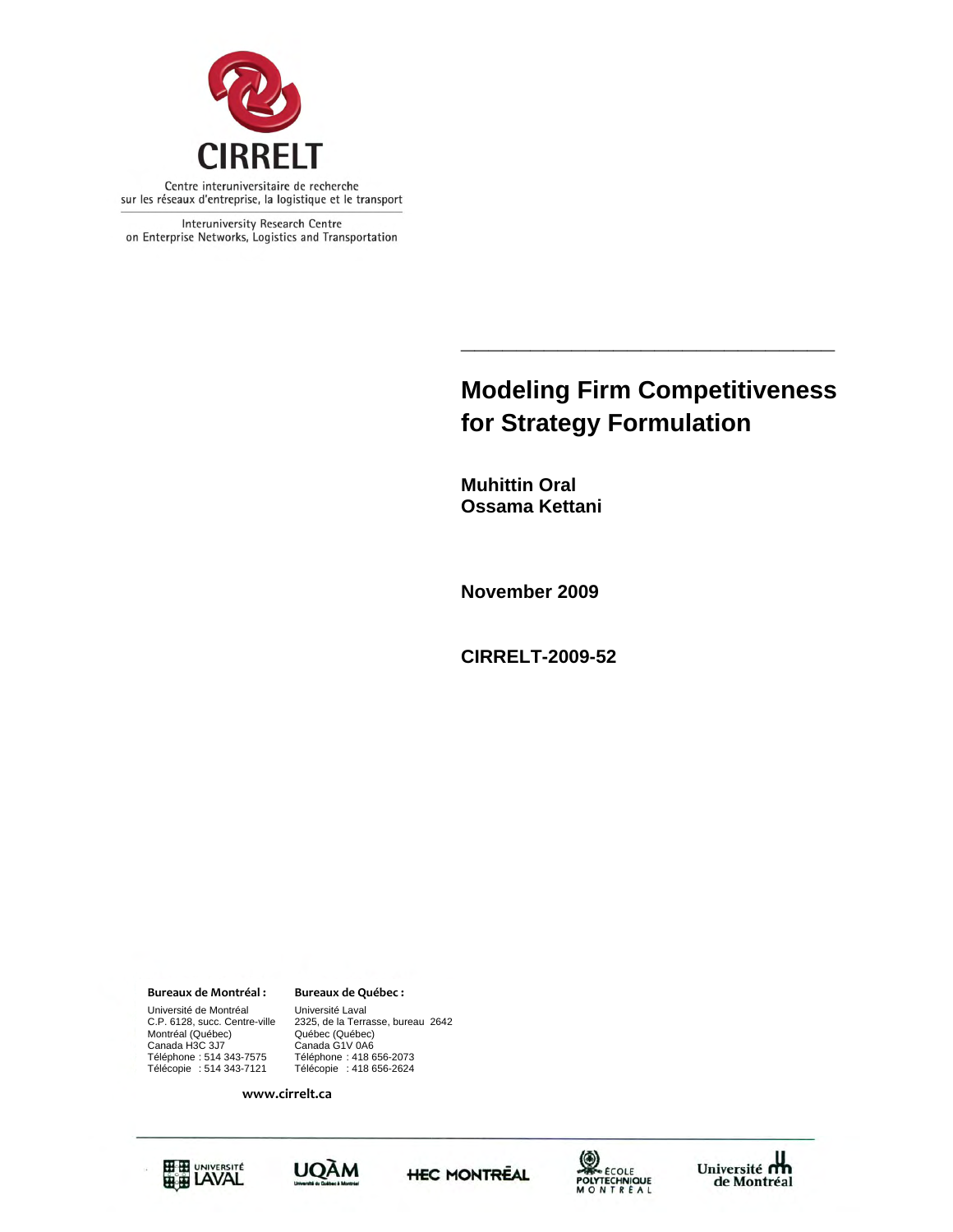CIRRELT

Centre interuniversitaire de recherche sur les réseaux d'entreprise, la logistique et le transport

Interuniversity Research Centre on Enterprise Networks, Logistics and Transportation

# Modeling Firm Competitiveness for Strategy Formulation

**Muhittin Oral**
**Ossama Kettani**

**November 2009**

**CIRRELT-2009-52**

**Bureaux de Montréal :**
Université de Montréal
C.P. 6128, succ. Centre-ville
Montréal (Québec)
Canada H3C 3J7
Téléphone : 514 343-7575
Télécopie : 514 343-7121

**Bureaux de Québec :**
Université Laval
2325, de la Terrasse, bureau 2642
Québec (Québec)
Canada G1V 0A6
Téléphone : 418 656-2073
Télécopie : 418 656-2624

www.cirrelt.ca

Université Laval · UQÀM · HEC Montréal · École Polytechnique Montréal · Université de Montréal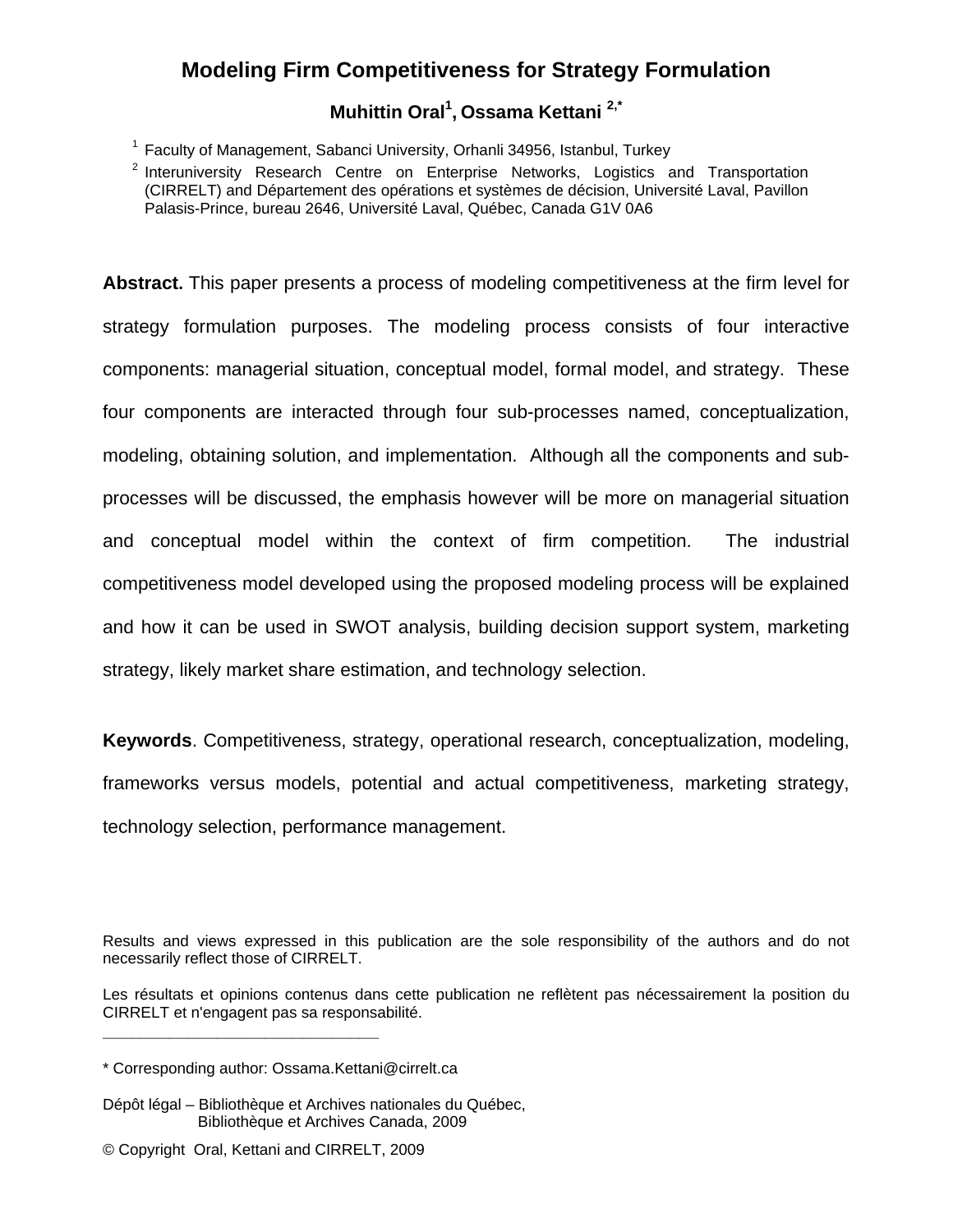# Modeling Firm Competitiveness for Strategy Formulation

**Muhittin Oral[1], Ossama Kettani [2,*]**

[1] Faculty of Management, Sabanci University, Orhanli 34956, Istanbul, Turkey

[2] Interuniversity Research Centre on Enterprise Networks, Logistics and Transportation (CIRRELT) and Département des opérations et systèmes de décision, Université Laval, Pavillon Palasis-Prince, bureau 2646, Université Laval, Québec, Canada G1V 0A6

**Abstract.** This paper presents a process of modeling competitiveness at the firm level for strategy formulation purposes. The modeling process consists of four interactive components: managerial situation, conceptual model, formal model, and strategy. These four components are interacted through four sub-processes named, conceptualization, modeling, obtaining solution, and implementation. Although all the components and sub-processes will be discussed, the emphasis however will be more on managerial situation and conceptual model within the context of firm competition. The industrial competitiveness model developed using the proposed modeling process will be explained and how it can be used in SWOT analysis, building decision support system, marketing strategy, likely market share estimation, and technology selection.

**Keywords**. Competitiveness, strategy, operational research, conceptualization, modeling, frameworks versus models, potential and actual competitiveness, marketing strategy, technology selection, performance management.

Results and views expressed in this publication are the sole responsibility of the authors and do not necessarily reflect those of CIRRELT.

Les résultats et opinions contenus dans cette publication ne reflètent pas nécessairement la position du CIRRELT et n'engagent pas sa responsabilité.

---

\* Corresponding author: Ossama.Kettani@cirrelt.ca

Dépôt légal – Bibliothèque et Archives nationales du Québec,
Bibliothèque et Archives Canada, 2009

© Copyright Oral, Kettani and CIRRELT, 2009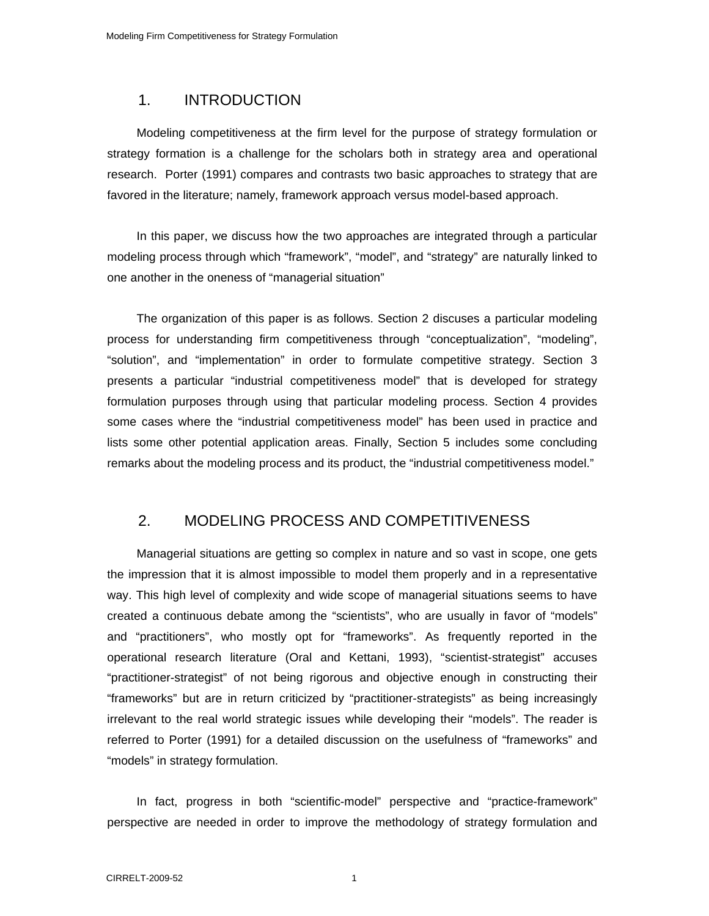## 1. INTRODUCTION

Modeling competitiveness at the firm level for the purpose of strategy formulation or strategy formation is a challenge for the scholars both in strategy area and operational research. Porter (1991) compares and contrasts two basic approaches to strategy that are favored in the literature; namely, framework approach versus model-based approach.

In this paper, we discuss how the two approaches are integrated through a particular modeling process through which “framework”, “model”, and “strategy” are naturally linked to one another in the oneness of “managerial situation”

The organization of this paper is as follows. Section 2 discuses a particular modeling process for understanding firm competitiveness through “conceptualization”, “modeling”, “solution”, and “implementation” in order to formulate competitive strategy. Section 3 presents a particular “industrial competitiveness model” that is developed for strategy formulation purposes through using that particular modeling process. Section 4 provides some cases where the “industrial competitiveness model” has been used in practice and lists some other potential application areas. Finally, Section 5 includes some concluding remarks about the modeling process and its product, the “industrial competitiveness model.”

## 2. MODELING PROCESS AND COMPETITIVENESS

Managerial situations are getting so complex in nature and so vast in scope, one gets the impression that it is almost impossible to model them properly and in a representative way. This high level of complexity and wide scope of managerial situations seems to have created a continuous debate among the “scientists”, who are usually in favor of “models” and “practitioners”, who mostly opt for “frameworks”. As frequently reported in the operational research literature (Oral and Kettani, 1993), “scientist-strategist” accuses “practitioner-strategist” of not being rigorous and objective enough in constructing their “frameworks” but are in return criticized by “practitioner-strategists” as being increasingly irrelevant to the real world strategic issues while developing their “models”. The reader is referred to Porter (1991) for a detailed discussion on the usefulness of “frameworks” and “models” in strategy formulation.

In fact, progress in both “scientific-model” perspective and “practice-framework” perspective are needed in order to improve the methodology of strategy formulation and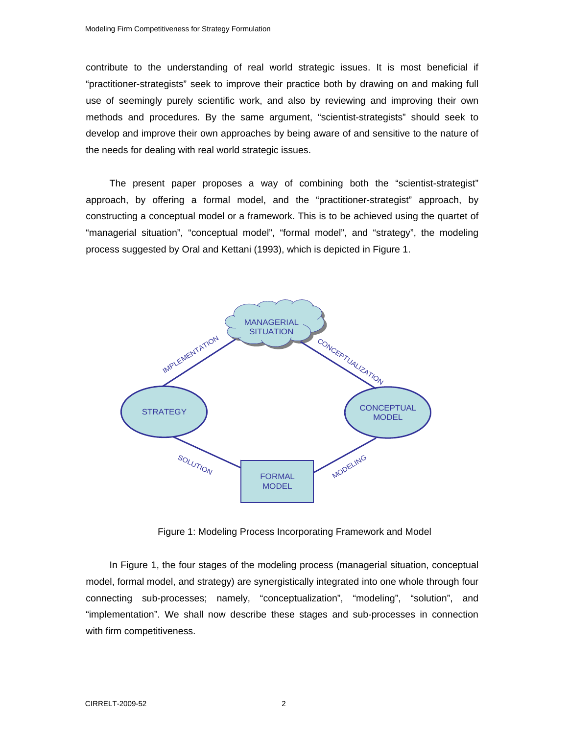contribute to the understanding of real world strategic issues. It is most beneficial if "practitioner-strategists" seek to improve their practice both by drawing on and making full use of seemingly purely scientific work, and also by reviewing and improving their own methods and procedures. By the same argument, "scientist-strategists" should seek to develop and improve their own approaches by being aware of and sensitive to the nature of the needs for dealing with real world strategic issues.

The present paper proposes a way of combining both the "scientist-strategist" approach, by offering a formal model, and the "practitioner-strategist" approach, by constructing a conceptual model or a framework. This is to be achieved using the quartet of "managerial situation", "conceptual model", "formal model", and "strategy", the modeling process suggested by Oral and Kettani (1993), which is depicted in Figure 1.

Figure 1: Modeling Process Incorporating Framework and Model

In Figure 1, the four stages of the modeling process (managerial situation, conceptual model, formal model, and strategy) are synergistically integrated into one whole through four connecting sub-processes; namely, "conceptualization", "modeling", "solution", and "implementation". We shall now describe these stages and sub-processes in connection with firm competitiveness.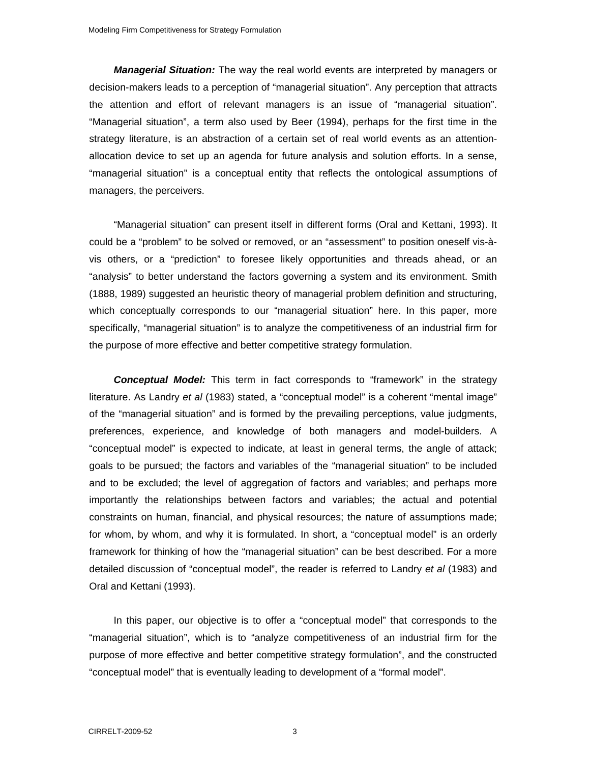***Managerial Situation:*** The way the real world events are interpreted by managers or decision-makers leads to a perception of "managerial situation". Any perception that attracts the attention and effort of relevant managers is an issue of "managerial situation". "Managerial situation", a term also used by Beer (1994), perhaps for the first time in the strategy literature, is an abstraction of a certain set of real world events as an attention-allocation device to set up an agenda for future analysis and solution efforts. In a sense, "managerial situation" is a conceptual entity that reflects the ontological assumptions of managers, the perceivers.

"Managerial situation" can present itself in different forms (Oral and Kettani, 1993). It could be a "problem" to be solved or removed, or an "assessment" to position oneself vis-à-vis others, or a "prediction" to foresee likely opportunities and threads ahead, or an "analysis" to better understand the factors governing a system and its environment. Smith (1888, 1989) suggested an heuristic theory of managerial problem definition and structuring, which conceptually corresponds to our "managerial situation" here. In this paper, more specifically, "managerial situation" is to analyze the competitiveness of an industrial firm for the purpose of more effective and better competitive strategy formulation.

***Conceptual Model:*** This term in fact corresponds to "framework" in the strategy literature. As Landry *et al* (1983) stated, a "conceptual model" is a coherent "mental image" of the "managerial situation" and is formed by the prevailing perceptions, value judgments, preferences, experience, and knowledge of both managers and model-builders. A "conceptual model" is expected to indicate, at least in general terms, the angle of attack; goals to be pursued; the factors and variables of the "managerial situation" to be included and to be excluded; the level of aggregation of factors and variables; and perhaps more importantly the relationships between factors and variables; the actual and potential constraints on human, financial, and physical resources; the nature of assumptions made; for whom, by whom, and why it is formulated. In short, a "conceptual model" is an orderly framework for thinking of how the "managerial situation" can be best described. For a more detailed discussion of "conceptual model", the reader is referred to Landry *et al* (1983) and Oral and Kettani (1993).

In this paper, our objective is to offer a "conceptual model" that corresponds to the "managerial situation", which is to "analyze competitiveness of an industrial firm for the purpose of more effective and better competitive strategy formulation", and the constructed "conceptual model" that is eventually leading to development of a "formal model".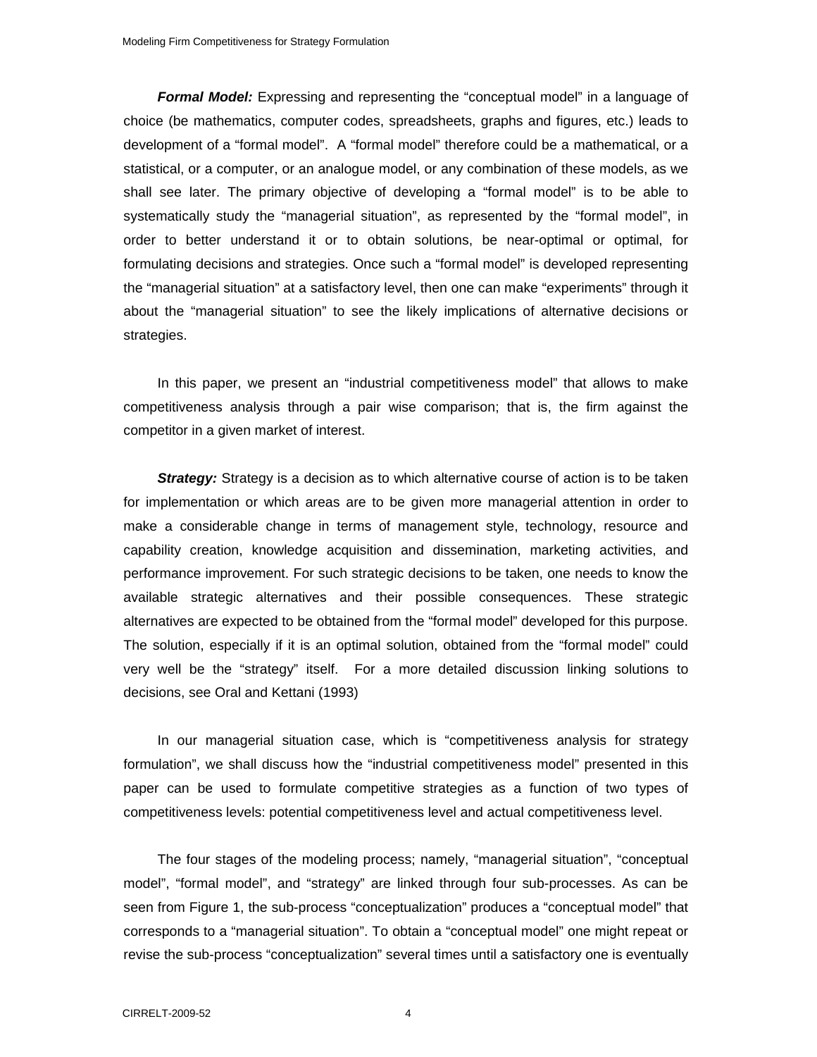***Formal Model:*** Expressing and representing the "conceptual model" in a language of choice (be mathematics, computer codes, spreadsheets, graphs and figures, etc.) leads to development of a "formal model". A "formal model" therefore could be a mathematical, or a statistical, or a computer, or an analogue model, or any combination of these models, as we shall see later. The primary objective of developing a "formal model" is to be able to systematically study the "managerial situation", as represented by the "formal model", in order to better understand it or to obtain solutions, be near-optimal or optimal, for formulating decisions and strategies. Once such a "formal model" is developed representing the "managerial situation" at a satisfactory level, then one can make "experiments" through it about the "managerial situation" to see the likely implications of alternative decisions or strategies.

In this paper, we present an "industrial competitiveness model" that allows to make competitiveness analysis through a pair wise comparison; that is, the firm against the competitor in a given market of interest.

***Strategy:*** Strategy is a decision as to which alternative course of action is to be taken for implementation or which areas are to be given more managerial attention in order to make a considerable change in terms of management style, technology, resource and capability creation, knowledge acquisition and dissemination, marketing activities, and performance improvement. For such strategic decisions to be taken, one needs to know the available strategic alternatives and their possible consequences. These strategic alternatives are expected to be obtained from the "formal model" developed for this purpose. The solution, especially if it is an optimal solution, obtained from the "formal model" could very well be the "strategy" itself. For a more detailed discussion linking solutions to decisions, see Oral and Kettani (1993)

In our managerial situation case, which is "competitiveness analysis for strategy formulation", we shall discuss how the "industrial competitiveness model" presented in this paper can be used to formulate competitive strategies as a function of two types of competitiveness levels: potential competitiveness level and actual competitiveness level.

The four stages of the modeling process; namely, "managerial situation", "conceptual model", "formal model", and "strategy" are linked through four sub-processes. As can be seen from Figure 1, the sub-process "conceptualization" produces a "conceptual model" that corresponds to a "managerial situation". To obtain a "conceptual model" one might repeat or revise the sub-process "conceptualization" several times until a satisfactory one is eventually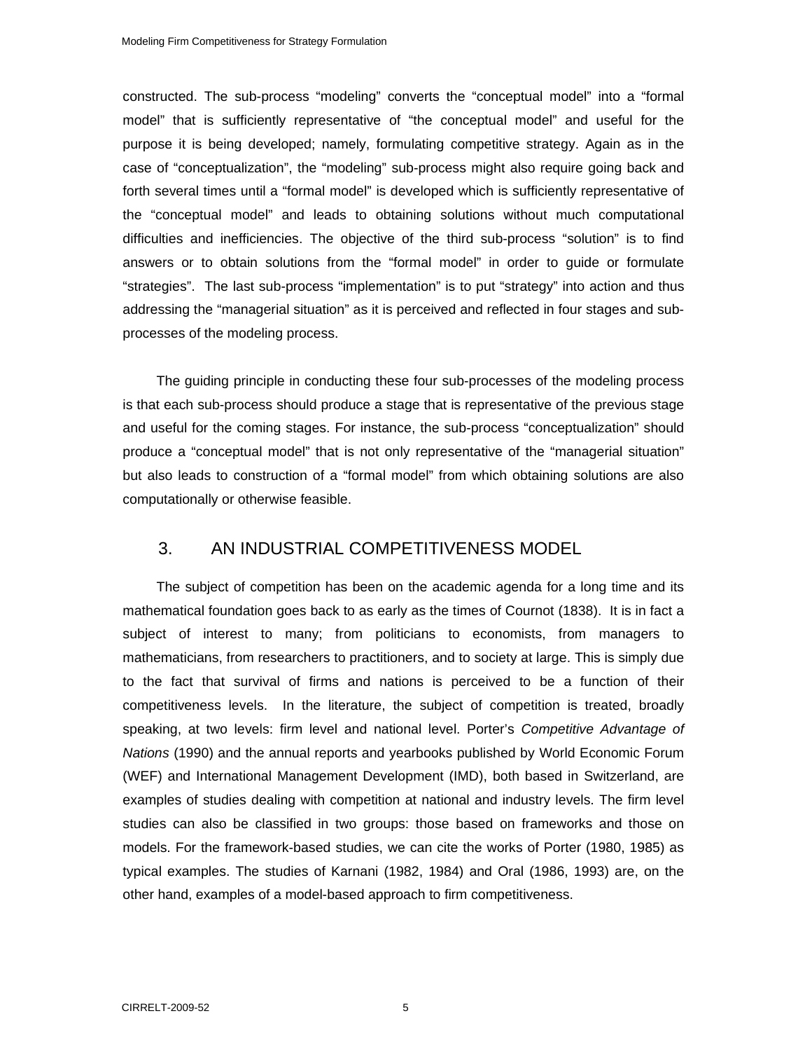constructed. The sub-process “modeling” converts the “conceptual model” into a “formal model” that is sufficiently representative of “the conceptual model” and useful for the purpose it is being developed; namely, formulating competitive strategy. Again as in the case of “conceptualization”, the “modeling” sub-process might also require going back and forth several times until a “formal model” is developed which is sufficiently representative of the “conceptual model” and leads to obtaining solutions without much computational difficulties and inefficiencies. The objective of the third sub-process “solution” is to find answers or to obtain solutions from the “formal model” in order to guide or formulate “strategies”. The last sub-process “implementation” is to put “strategy” into action and thus addressing the “managerial situation” as it is perceived and reflected in four stages and sub-processes of the modeling process.

The guiding principle in conducting these four sub-processes of the modeling process is that each sub-process should produce a stage that is representative of the previous stage and useful for the coming stages. For instance, the sub-process “conceptualization” should produce a “conceptual model” that is not only representative of the “managerial situation” but also leads to construction of a “formal model” from which obtaining solutions are also computationally or otherwise feasible.

## 3. AN INDUSTRIAL COMPETITIVENESS MODEL

The subject of competition has been on the academic agenda for a long time and its mathematical foundation goes back to as early as the times of Cournot (1838). It is in fact a subject of interest to many; from politicians to economists, from managers to mathematicians, from researchers to practitioners, and to society at large. This is simply due to the fact that survival of firms and nations is perceived to be a function of their competitiveness levels. In the literature, the subject of competition is treated, broadly speaking, at two levels: firm level and national level. Porter’s *Competitive Advantage of Nations* (1990) and the annual reports and yearbooks published by World Economic Forum (WEF) and International Management Development (IMD), both based in Switzerland, are examples of studies dealing with competition at national and industry levels. The firm level studies can also be classified in two groups: those based on frameworks and those on models. For the framework-based studies, we can cite the works of Porter (1980, 1985) as typical examples. The studies of Karnani (1982, 1984) and Oral (1986, 1993) are, on the other hand, examples of a model-based approach to firm competitiveness.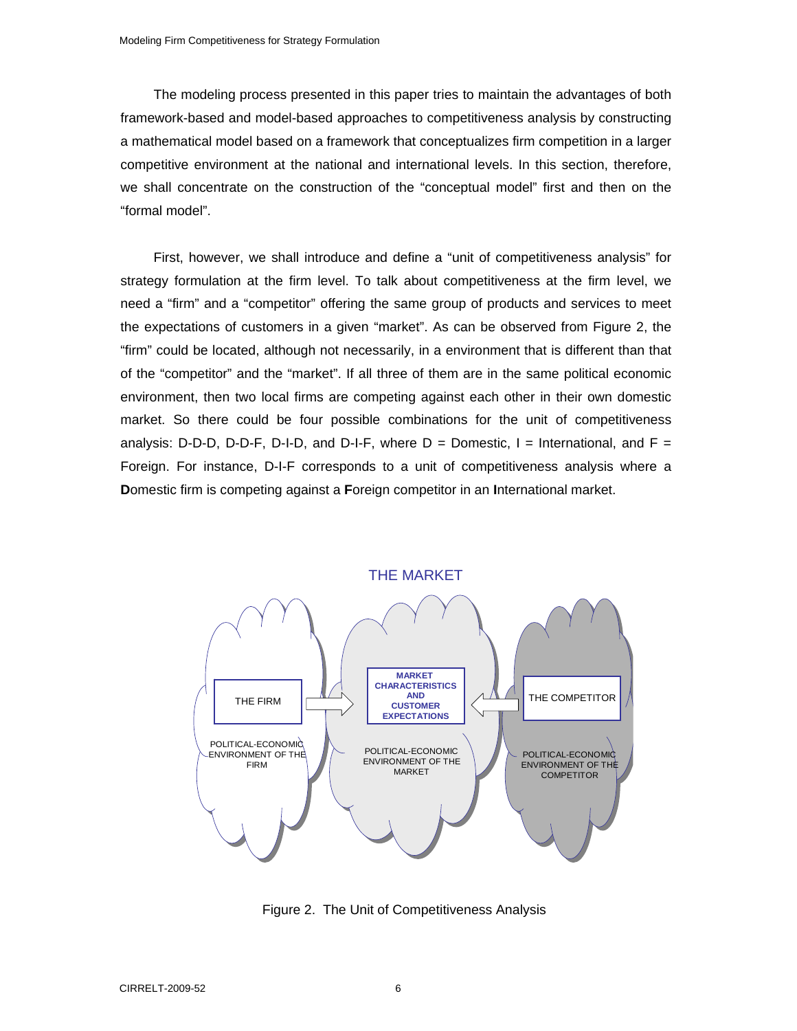The modeling process presented in this paper tries to maintain the advantages of both framework-based and model-based approaches to competitiveness analysis by constructing a mathematical model based on a framework that conceptualizes firm competition in a larger competitive environment at the national and international levels. In this section, therefore, we shall concentrate on the construction of the "conceptual model" first and then on the "formal model".

First, however, we shall introduce and define a "unit of competitiveness analysis" for strategy formulation at the firm level. To talk about competitiveness at the firm level, we need a "firm" and a "competitor" offering the same group of products and services to meet the expectations of customers in a given "market". As can be observed from Figure 2, the "firm" could be located, although not necessarily, in a environment that is different than that of the "competitor" and the "market". If all three of them are in the same political economic environment, then two local firms are competing against each other in their own domestic market. So there could be four possible combinations for the unit of competitiveness analysis: D-D-D, D-D-F, D-I-D, and D-I-F, where D = Domestic, I = International, and F = Foreign. For instance, D-I-F corresponds to a unit of competitiveness analysis where a **D**omestic firm is competing against a **F**oreign competitor in an **I**nternational market.

THE MARKET

THE FIRM

POLITICAL-ECONOMIC ENVIRONMENT OF THE FIRM

MARKET CHARACTERISTICS AND CUSTOMER EXPECTATIONS

POLITICAL-ECONOMIC ENVIRONMENT OF THE MARKET

THE COMPETITOR

POLITICAL-ECONOMIC ENVIRONMENT OF THE COMPETITOR

Figure 2. The Unit of Competitiveness Analysis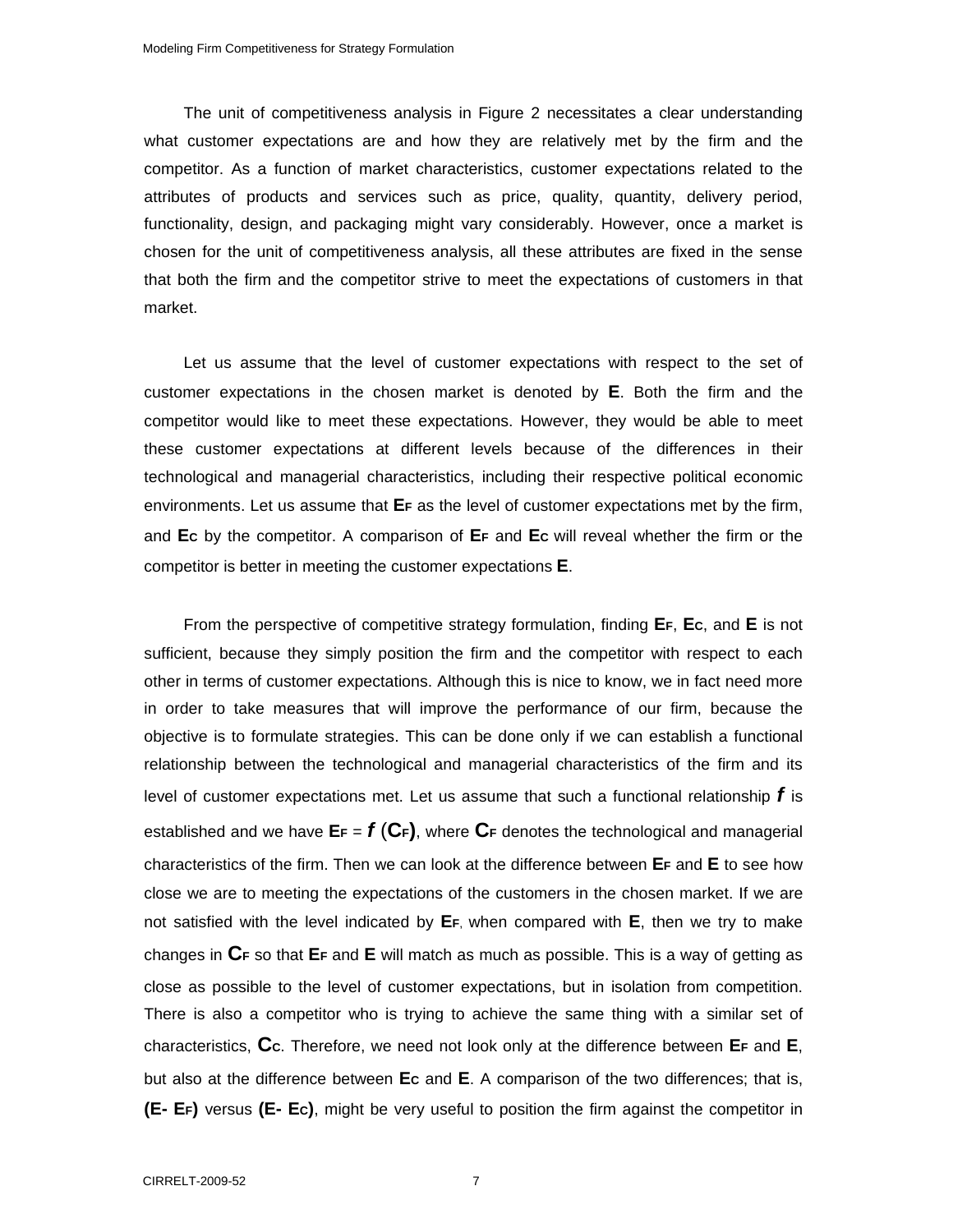The unit of competitiveness analysis in Figure 2 necessitates a clear understanding what customer expectations are and how they are relatively met by the firm and the competitor. As a function of market characteristics, customer expectations related to the attributes of products and services such as price, quality, quantity, delivery period, functionality, design, and packaging might vary considerably. However, once a market is chosen for the unit of competitiveness analysis, all these attributes are fixed in the sense that both the firm and the competitor strive to meet the expectations of customers in that market.

Let us assume that the level of customer expectations with respect to the set of customer expectations in the chosen market is denoted by $\mathbf{E}$. Both the firm and the competitor would like to meet these expectations. However, they would be able to meet these customer expectations at different levels because of the differences in their technological and managerial characteristics, including their respective political economic environments. Let us assume that $\mathbf{E_F}$ as the level of customer expectations met by the firm, and $\mathbf{E_C}$ by the competitor. A comparison of $\mathbf{E_F}$ and $\mathbf{E_C}$ will reveal whether the firm or the competitor is better in meeting the customer expectations $\mathbf{E}$.

From the perspective of competitive strategy formulation, finding $\mathbf{E_F}$, $\mathbf{E_C}$, and $\mathbf{E}$ is not sufficient, because they simply position the firm and the competitor with respect to each other in terms of customer expectations. Although this is nice to know, we in fact need more in order to take measures that will improve the performance of our firm, because the objective is to formulate strategies. This can be done only if we can establish a functional relationship between the technological and managerial characteristics of the firm and its level of customer expectations met. Let us assume that such a functional relationship $\boldsymbol{f}$ is established and we have $\mathbf{E_F} = \boldsymbol{f}(\mathbf{C_F})$, where $\mathbf{C_F}$ denotes the technological and managerial characteristics of the firm. Then we can look at the difference between $\mathbf{E_F}$ and $\mathbf{E}$ to see how close we are to meeting the expectations of the customers in the chosen market. If we are not satisfied with the level indicated by $\mathbf{E_F}$, when compared with $\mathbf{E}$, then we try to make changes in $\mathbf{C_F}$ so that $\mathbf{E_F}$ and $\mathbf{E}$ will match as much as possible. This is a way of getting as close as possible to the level of customer expectations, but in isolation from competition. There is also a competitor who is trying to achieve the same thing with a similar set of characteristics, $\mathbf{C_C}$. Therefore, we need not look only at the difference between $\mathbf{E_F}$ and $\mathbf{E}$, but also at the difference between $\mathbf{E_C}$ and $\mathbf{E}$. A comparison of the two differences; that is, $\mathbf{(E - E_F)}$ versus $\mathbf{(E - E_C)}$, might be very useful to position the firm against the competitor in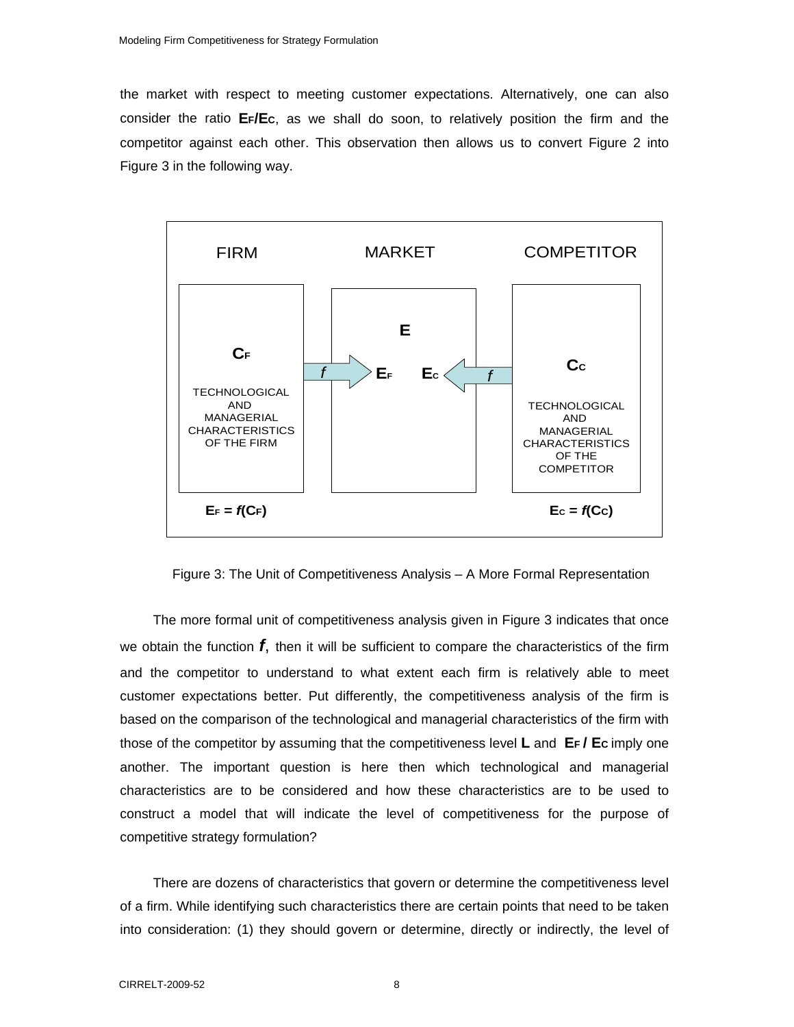the market with respect to meeting customer expectations. Alternatively, one can also consider the ratio $\mathbf{E_F/E_C}$, as we shall do soon, to relatively position the firm and the competitor against each other. This observation then allows us to convert Figure 2 into Figure 3 in the following way.

Figure 3: The Unit of Competitiveness Analysis – A More Formal Representation

The more formal unit of competitiveness analysis given in Figure 3 indicates that once we obtain the function $\boldsymbol{f}$, then it will be sufficient to compare the characteristics of the firm and the competitor to understand to what extent each firm is relatively able to meet customer expectations better. Put differently, the competitiveness analysis of the firm is based on the comparison of the technological and managerial characteristics of the firm with those of the competitor by assuming that the competitiveness level **L** and $\mathbf{E_F / E_C}$ imply one another. The important question is here then which technological and managerial characteristics are to be considered and how these characteristics are to be used to construct a model that will indicate the level of competitiveness for the purpose of competitive strategy formulation?

There are dozens of characteristics that govern or determine the competitiveness level of a firm. While identifying such characteristics there are certain points that need to be taken into consideration: (1) they should govern or determine, directly or indirectly, the level of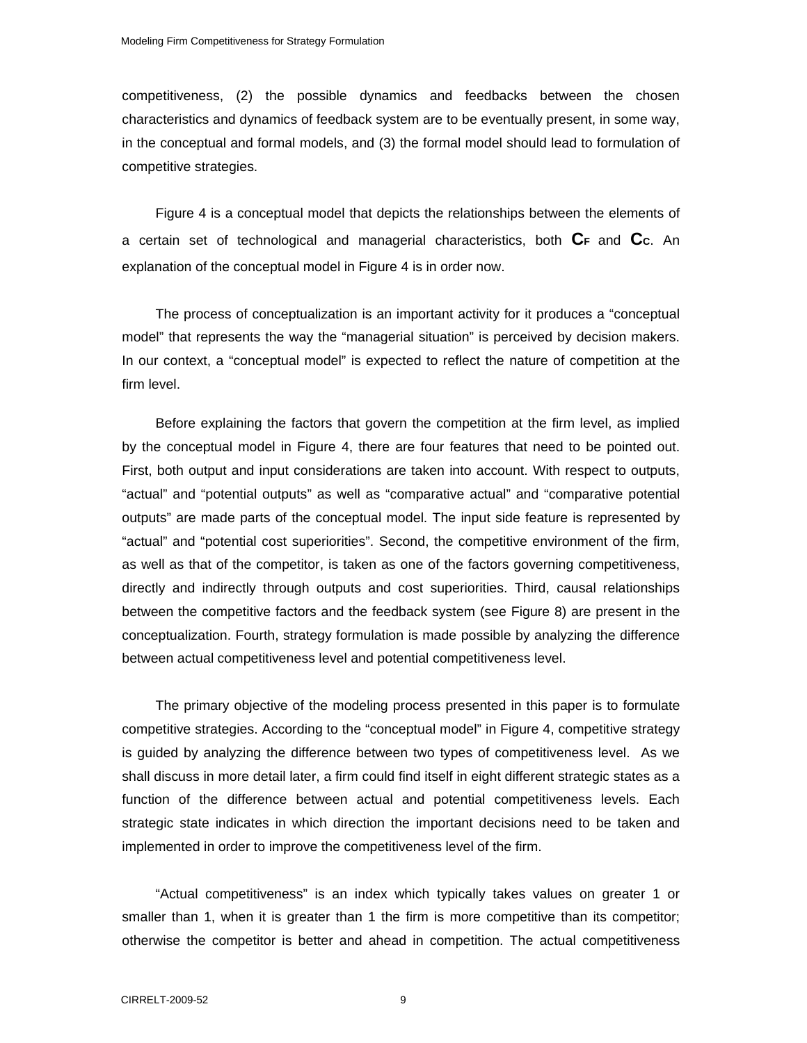competitiveness, (2) the possible dynamics and feedbacks between the chosen characteristics and dynamics of feedback system are to be eventually present, in some way, in the conceptual and formal models, and (3) the formal model should lead to formulation of competitive strategies.

Figure 4 is a conceptual model that depicts the relationships between the elements of a certain set of technological and managerial characteristics, both $\mathbf{C_F}$ and $\mathbf{C_C}$. An explanation of the conceptual model in Figure 4 is in order now.

The process of conceptualization is an important activity for it produces a "conceptual model" that represents the way the "managerial situation" is perceived by decision makers. In our context, a "conceptual model" is expected to reflect the nature of competition at the firm level.

Before explaining the factors that govern the competition at the firm level, as implied by the conceptual model in Figure 4, there are four features that need to be pointed out. First, both output and input considerations are taken into account. With respect to outputs, "actual" and "potential outputs" as well as "comparative actual" and "comparative potential outputs" are made parts of the conceptual model. The input side feature is represented by "actual" and "potential cost superiorities". Second, the competitive environment of the firm, as well as that of the competitor, is taken as one of the factors governing competitiveness, directly and indirectly through outputs and cost superiorities. Third, causal relationships between the competitive factors and the feedback system (see Figure 8) are present in the conceptualization. Fourth, strategy formulation is made possible by analyzing the difference between actual competitiveness level and potential competitiveness level.

The primary objective of the modeling process presented in this paper is to formulate competitive strategies. According to the "conceptual model" in Figure 4, competitive strategy is guided by analyzing the difference between two types of competitiveness level. As we shall discuss in more detail later, a firm could find itself in eight different strategic states as a function of the difference between actual and potential competitiveness levels. Each strategic state indicates in which direction the important decisions need to be taken and implemented in order to improve the competitiveness level of the firm.

"Actual competitiveness" is an index which typically takes values on greater 1 or smaller than 1, when it is greater than 1 the firm is more competitive than its competitor; otherwise the competitor is better and ahead in competition. The actual competitiveness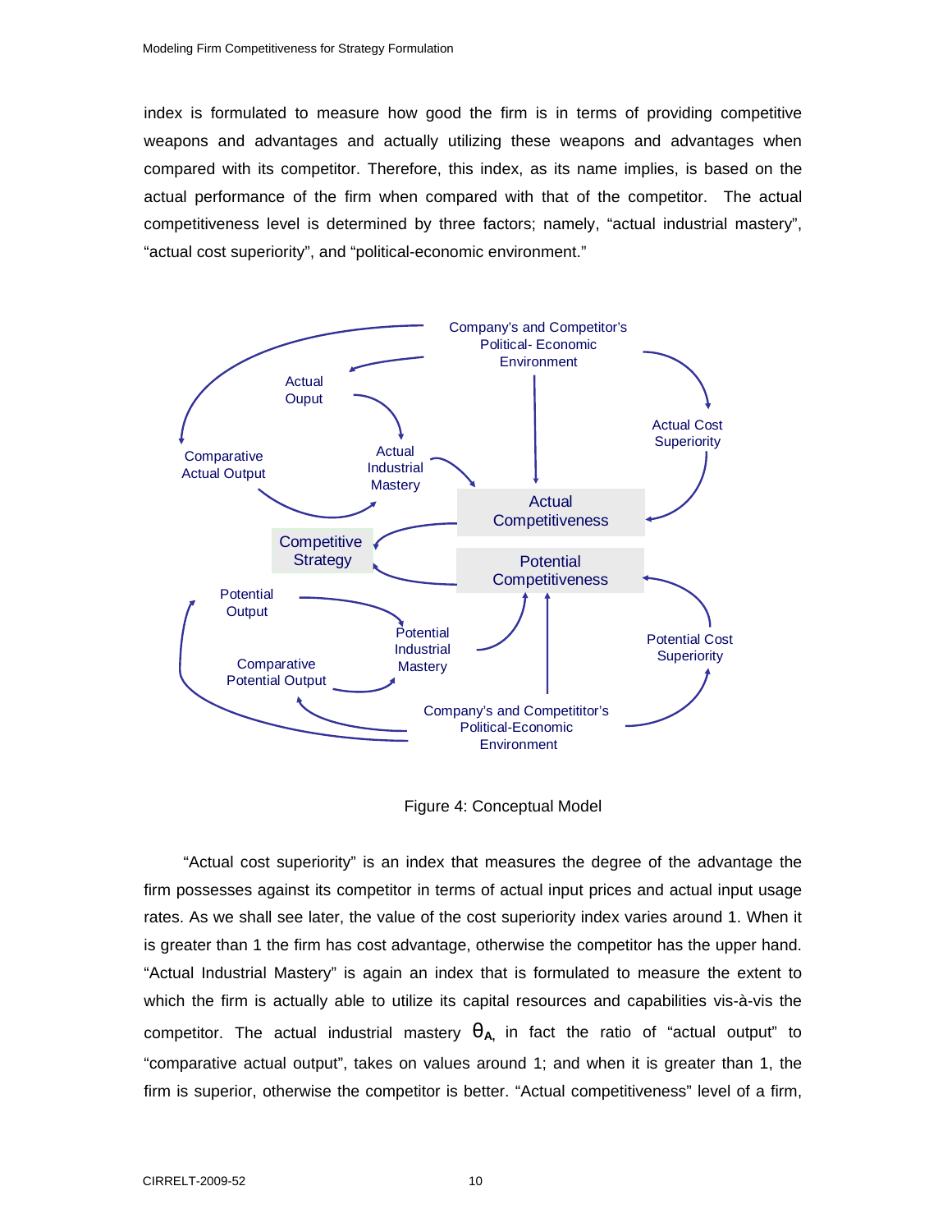index is formulated to measure how good the firm is in terms of providing competitive weapons and advantages and actually utilizing these weapons and advantages when compared with its competitor. Therefore, this index, as its name implies, is based on the actual performance of the firm when compared with that of the competitor. The actual competitiveness level is determined by three factors; namely, "actual industrial mastery", "actual cost superiority", and "political-economic environment."

Figure 4: Conceptual Model

"Actual cost superiority" is an index that measures the degree of the advantage the firm possesses against its competitor in terms of actual input prices and actual input usage rates. As we shall see later, the value of the cost superiority index varies around 1. When it is greater than 1 the firm has cost advantage, otherwise the competitor has the upper hand. "Actual Industrial Mastery" is again an index that is formulated to measure the extent to which the firm is actually able to utilize its capital resources and capabilities vis-à-vis the competitor. The actual industrial mastery $\theta_{A,}$ in fact the ratio of "actual output" to "comparative actual output", takes on values around 1; and when it is greater than 1, the firm is superior, otherwise the competitor is better. "Actual competitiveness" level of a firm,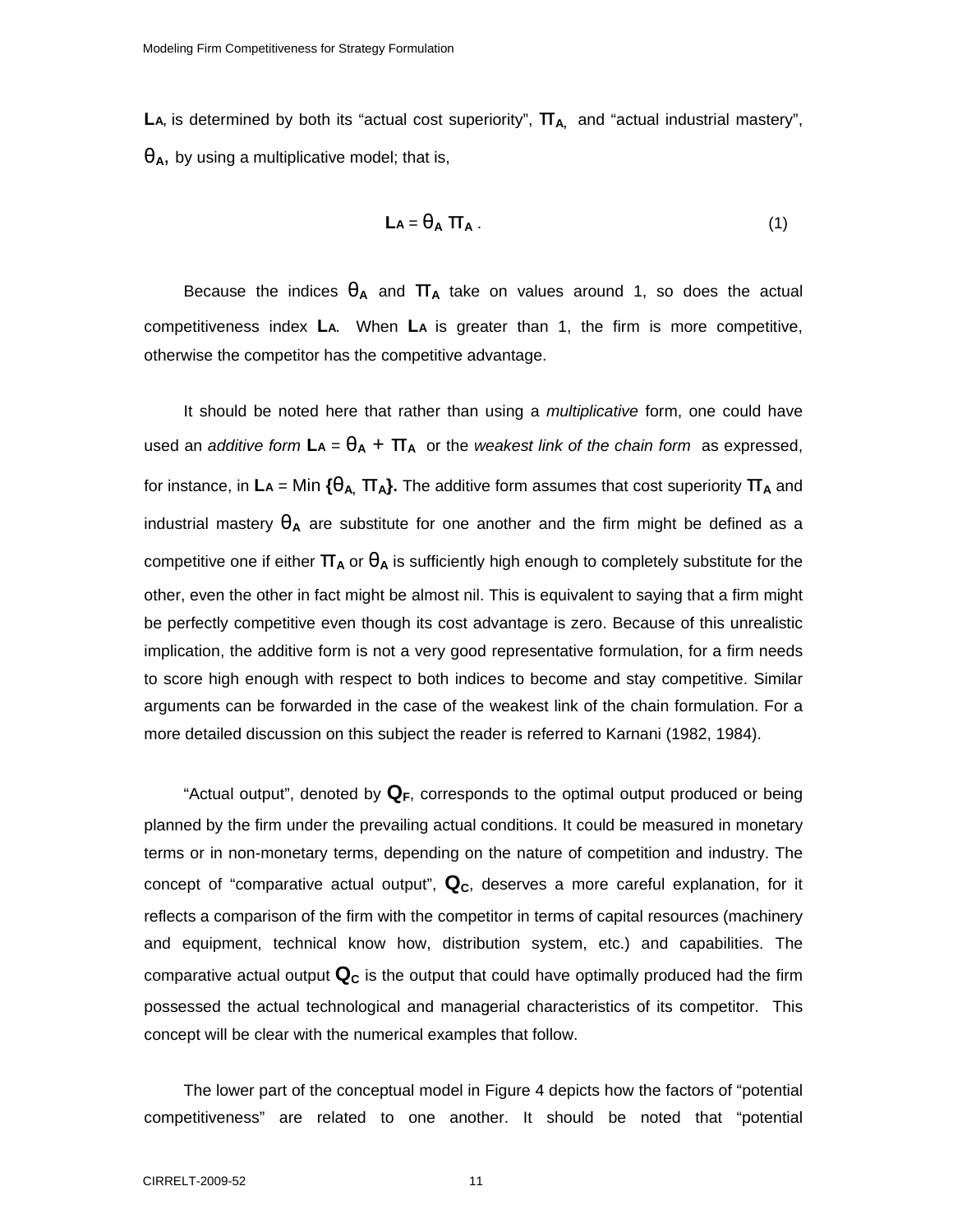$L_A$, is determined by both its "actual cost superiority", $\pi_A$, and "actual industrial mastery", $\theta_A$, by using a multiplicative model; that is,

$$L_A = \theta_A \, \pi_A \, . \tag{1}$$

Because the indices $\theta_A$ and $\pi_A$ take on values around 1, so does the actual competitiveness index $L_A$. When $L_A$ is greater than 1, the firm is more competitive, otherwise the competitor has the competitive advantage.

It should be noted here that rather than using a *multiplicative* form, one could have used an *additive form* $L_A = \theta_A + \pi_A$ or the *weakest link of the chain form* as expressed, for instance, in $L_A = \text{Min}\,\{\theta_A, \pi_A\}$. The additive form assumes that cost superiority $\pi_A$ and industrial mastery $\theta_A$ are substitute for one another and the firm might be defined as a competitive one if either $\pi_A$ or $\theta_A$ is sufficiently high enough to completely substitute for the other, even the other in fact might be almost nil. This is equivalent to saying that a firm might be perfectly competitive even though its cost advantage is zero. Because of this unrealistic implication, the additive form is not a very good representative formulation, for a firm needs to score high enough with respect to both indices to become and stay competitive. Similar arguments can be forwarded in the case of the weakest link of the chain formulation. For a more detailed discussion on this subject the reader is referred to Karnani (1982, 1984).

"Actual output", denoted by $Q_F$, corresponds to the optimal output produced or being planned by the firm under the prevailing actual conditions. It could be measured in monetary terms or in non-monetary terms, depending on the nature of competition and industry. The concept of "comparative actual output", $Q_C$, deserves a more careful explanation, for it reflects a comparison of the firm with the competitor in terms of capital resources (machinery and equipment, technical know how, distribution system, etc.) and capabilities. The comparative actual output $Q_C$ is the output that could have optimally produced had the firm possessed the actual technological and managerial characteristics of its competitor. This concept will be clear with the numerical examples that follow.

The lower part of the conceptual model in Figure 4 depicts how the factors of "potential competitiveness" are related to one another. It should be noted that "potential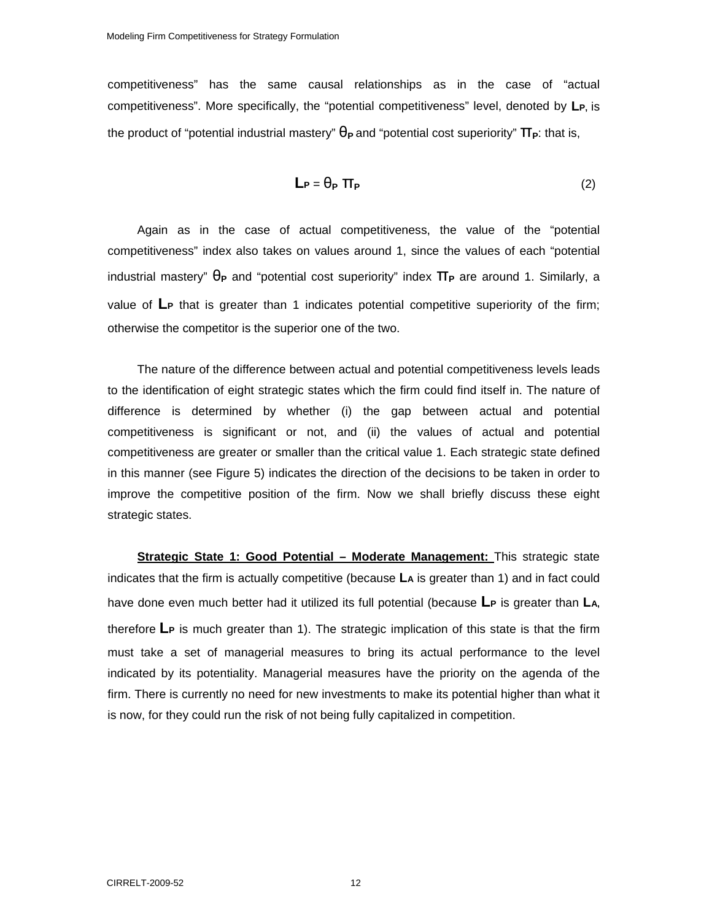competitiveness" has the same causal relationships as in the case of "actual competitiveness". More specifically, the "potential competitiveness" level, denoted by $\mathbf{L_P}$, is the product of "potential industrial mastery" $\theta_P$ and "potential cost superiority" $\Pi_P$: that is,

$$\mathbf{L_P} = \theta_P \, \Pi_P \tag{2}$$

Again as in the case of actual competitiveness, the value of the "potential competitiveness" index also takes on values around 1, since the values of each "potential industrial mastery" $\theta_P$ and "potential cost superiority" index $\Pi_P$ are around 1. Similarly, a value of $\mathbf{L_P}$ that is greater than 1 indicates potential competitive superiority of the firm; otherwise the competitor is the superior one of the two.

The nature of the difference between actual and potential competitiveness levels leads to the identification of eight strategic states which the firm could find itself in. The nature of difference is determined by whether (i) the gap between actual and potential competitiveness is significant or not, and (ii) the values of actual and potential competitiveness are greater or smaller than the critical value 1. Each strategic state defined in this manner (see Figure 5) indicates the direction of the decisions to be taken in order to improve the competitive position of the firm. Now we shall briefly discuss these eight strategic states.

**Strategic State 1: Good Potential – Moderate Management:** This strategic state indicates that the firm is actually competitive (because $\mathbf{L_A}$ is greater than 1) and in fact could have done even much better had it utilized its full potential (because $\mathbf{L_P}$ is greater than $\mathbf{L_A}$, therefore $\mathbf{L_P}$ is much greater than 1). The strategic implication of this state is that the firm must take a set of managerial measures to bring its actual performance to the level indicated by its potentiality. Managerial measures have the priority on the agenda of the firm. There is currently no need for new investments to make its potential higher than what it is now, for they could run the risk of not being fully capitalized in competition.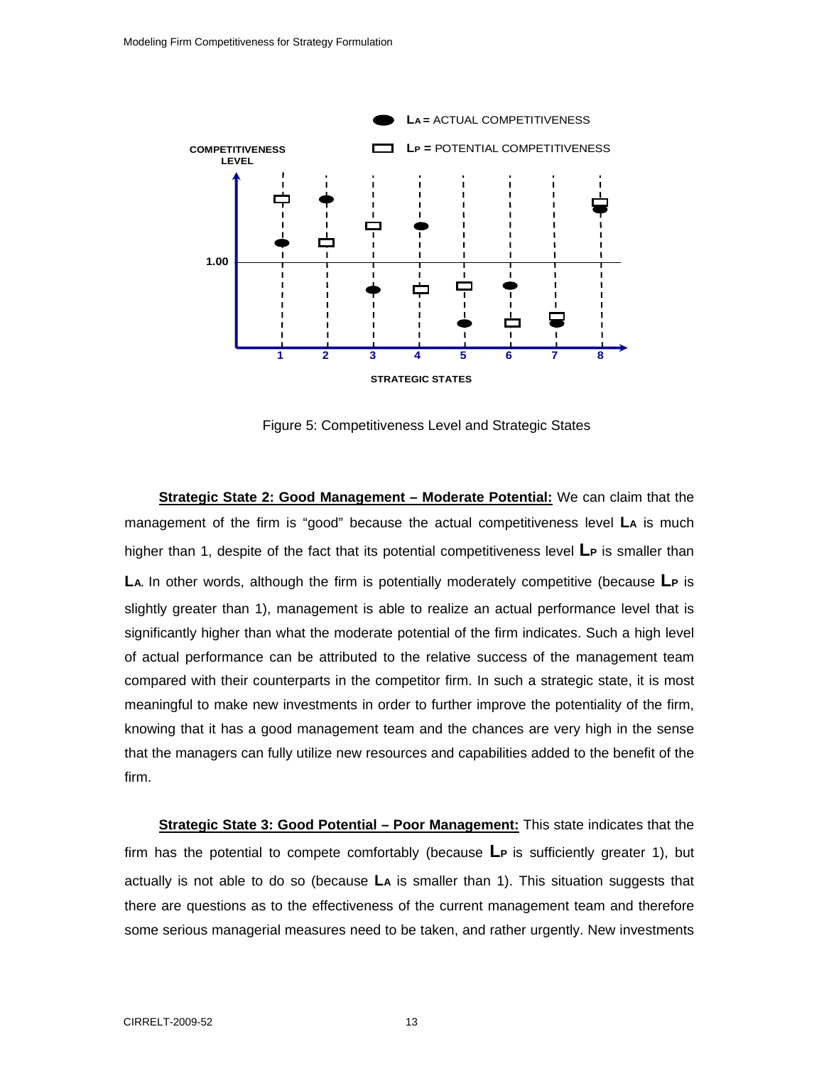Figure 5: Competitiveness Level and Strategic States

**Strategic State 2: Good Management – Moderate Potential:** We can claim that the management of the firm is "good" because the actual competitiveness level $L_A$ is much higher than 1, despite of the fact that its potential competitiveness level $L_P$ is smaller than $L_A$. In other words, although the firm is potentially moderately competitive (because $L_P$ is slightly greater than 1), management is able to realize an actual performance level that is significantly higher than what the moderate potential of the firm indicates. Such a high level of actual performance can be attributed to the relative success of the management team compared with their counterparts in the competitor firm. In such a strategic state, it is most meaningful to make new investments in order to further improve the potentiality of the firm, knowing that it has a good management team and the chances are very high in the sense that the managers can fully utilize new resources and capabilities added to the benefit of the firm.

**Strategic State 3: Good Potential – Poor Management:** This state indicates that the firm has the potential to compete comfortably (because $L_P$ is sufficiently greater 1), but actually is not able to do so (because $L_A$ is smaller than 1). This situation suggests that there are questions as to the effectiveness of the current management team and therefore some serious managerial measures need to be taken, and rather urgently. New investments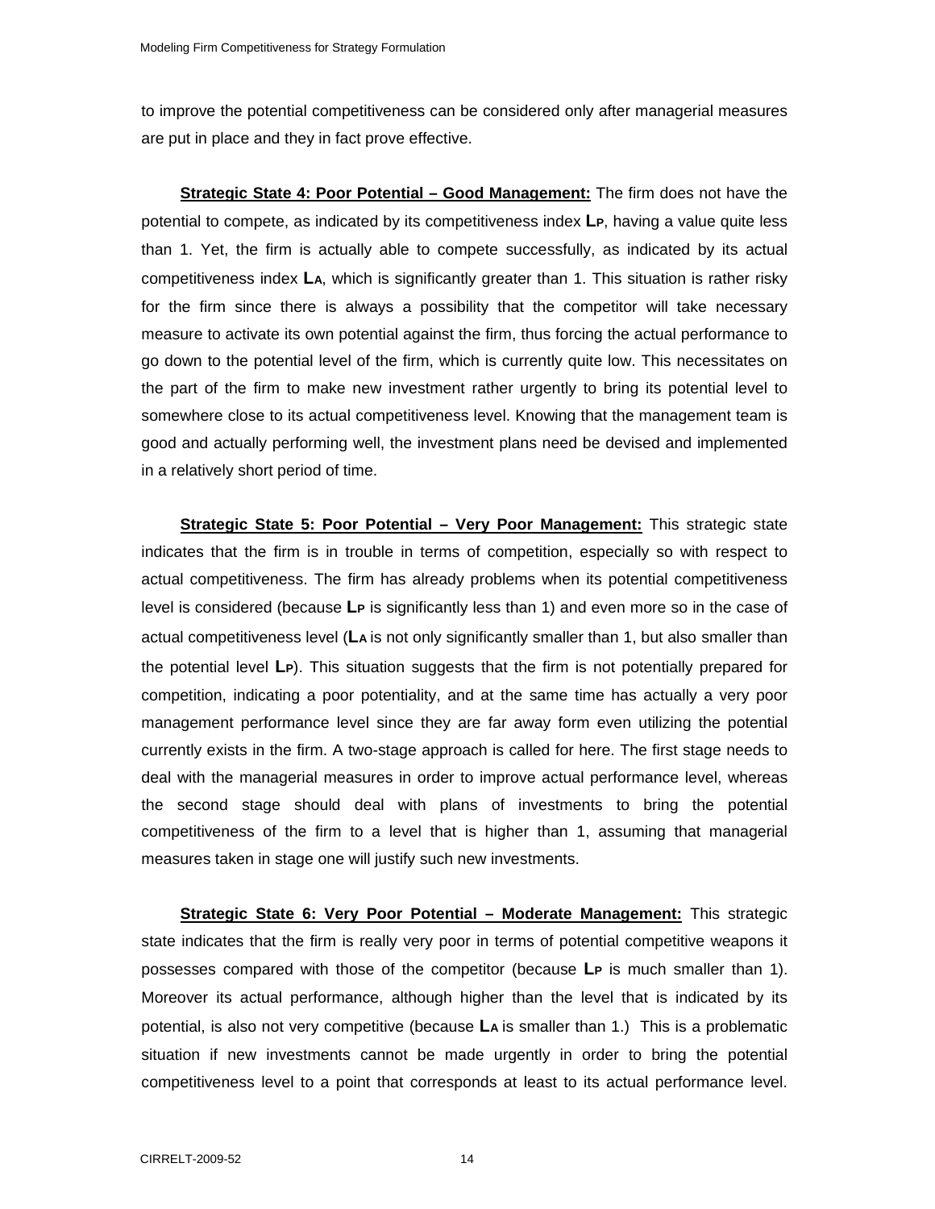to improve the potential competitiveness can be considered only after managerial measures are put in place and they in fact prove effective.

**Strategic State 4: Poor Potential – Good Management:** The firm does not have the potential to compete, as indicated by its competitiveness index $L_P$, having a value quite less than 1. Yet, the firm is actually able to compete successfully, as indicated by its actual competitiveness index $L_A$, which is significantly greater than 1. This situation is rather risky for the firm since there is always a possibility that the competitor will take necessary measure to activate its own potential against the firm, thus forcing the actual performance to go down to the potential level of the firm, which is currently quite low. This necessitates on the part of the firm to make new investment rather urgently to bring its potential level to somewhere close to its actual competitiveness level. Knowing that the management team is good and actually performing well, the investment plans need be devised and implemented in a relatively short period of time.

**Strategic State 5: Poor Potential – Very Poor Management:** This strategic state indicates that the firm is in trouble in terms of competition, especially so with respect to actual competitiveness. The firm has already problems when its potential competitiveness level is considered (because $L_P$ is significantly less than 1) and even more so in the case of actual competitiveness level ($L_A$ is not only significantly smaller than 1, but also smaller than the potential level $L_P$). This situation suggests that the firm is not potentially prepared for competition, indicating a poor potentiality, and at the same time has actually a very poor management performance level since they are far away form even utilizing the potential currently exists in the firm. A two-stage approach is called for here. The first stage needs to deal with the managerial measures in order to improve actual performance level, whereas the second stage should deal with plans of investments to bring the potential competitiveness of the firm to a level that is higher than 1, assuming that managerial measures taken in stage one will justify such new investments.

**Strategic State 6: Very Poor Potential – Moderate Management:** This strategic state indicates that the firm is really very poor in terms of potential competitive weapons it possesses compared with those of the competitor (because $L_P$ is much smaller than 1). Moreover its actual performance, although higher than the level that is indicated by its potential, is also not very competitive (because $L_A$ is smaller than 1.) This is a problematic situation if new investments cannot be made urgently in order to bring the potential competitiveness level to a point that corresponds at least to its actual performance level.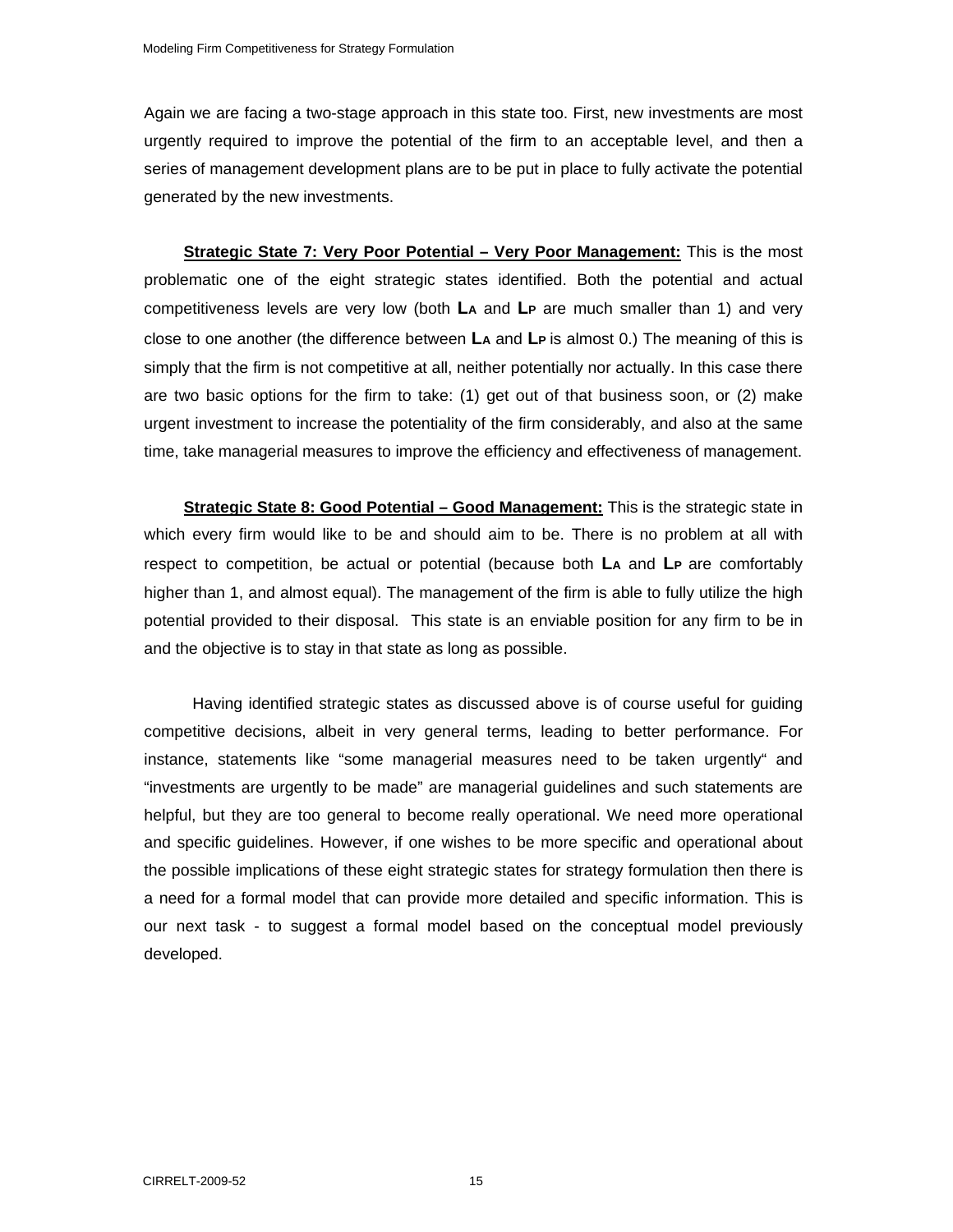Again we are facing a two-stage approach in this state too. First, new investments are most urgently required to improve the potential of the firm to an acceptable level, and then a series of management development plans are to be put in place to fully activate the potential generated by the new investments.

**Strategic State 7: Very Poor Potential – Very Poor Management:** This is the most problematic one of the eight strategic states identified. Both the potential and actual competitiveness levels are very low (both $\mathbf{L_A}$ and $\mathbf{L_P}$ are much smaller than 1) and very close to one another (the difference between $\mathbf{L_A}$ and $\mathbf{L_P}$ is almost 0.) The meaning of this is simply that the firm is not competitive at all, neither potentially nor actually. In this case there are two basic options for the firm to take: (1) get out of that business soon, or (2) make urgent investment to increase the potentiality of the firm considerably, and also at the same time, take managerial measures to improve the efficiency and effectiveness of management.

**Strategic State 8: Good Potential – Good Management:** This is the strategic state in which every firm would like to be and should aim to be. There is no problem at all with respect to competition, be actual or potential (because both $\mathbf{L_A}$ and $\mathbf{L_P}$ are comfortably higher than 1, and almost equal). The management of the firm is able to fully utilize the high potential provided to their disposal. This state is an enviable position for any firm to be in and the objective is to stay in that state as long as possible.

Having identified strategic states as discussed above is of course useful for guiding competitive decisions, albeit in very general terms, leading to better performance. For instance, statements like "some managerial measures need to be taken urgently" and "investments are urgently to be made" are managerial guidelines and such statements are helpful, but they are too general to become really operational. We need more operational and specific guidelines. However, if one wishes to be more specific and operational about the possible implications of these eight strategic states for strategy formulation then there is a need for a formal model that can provide more detailed and specific information. This is our next task - to suggest a formal model based on the conceptual model previously developed.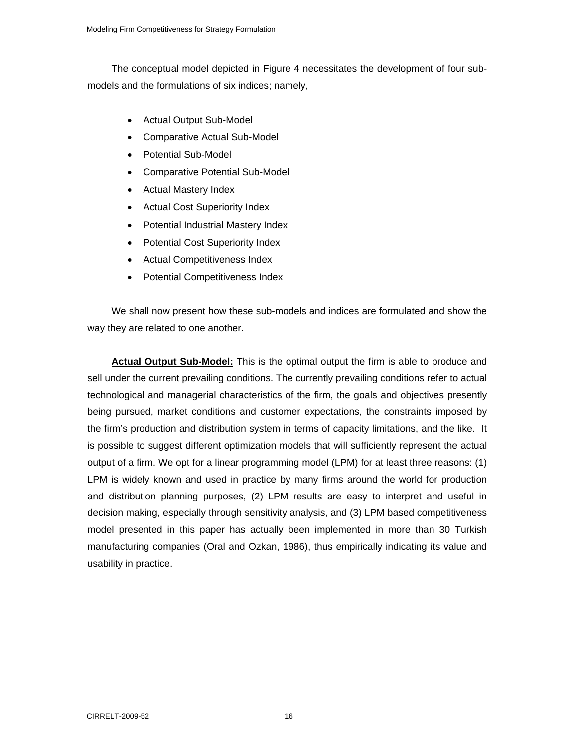The conceptual model depicted in Figure 4 necessitates the development of four sub-models and the formulations of six indices; namely,

- Actual Output Sub-Model
- Comparative Actual Sub-Model
- Potential Sub-Model
- Comparative Potential Sub-Model
- Actual Mastery Index
- Actual Cost Superiority Index
- Potential Industrial Mastery Index
- Potential Cost Superiority Index
- Actual Competitiveness Index
- Potential Competitiveness Index

We shall now present how these sub-models and indices are formulated and show the way they are related to one another.

**Actual Output Sub-Model:** This is the optimal output the firm is able to produce and sell under the current prevailing conditions. The currently prevailing conditions refer to actual technological and managerial characteristics of the firm, the goals and objectives presently being pursued, market conditions and customer expectations, the constraints imposed by the firm's production and distribution system in terms of capacity limitations, and the like. It is possible to suggest different optimization models that will sufficiently represent the actual output of a firm. We opt for a linear programming model (LPM) for at least three reasons: (1) LPM is widely known and used in practice by many firms around the world for production and distribution planning purposes, (2) LPM results are easy to interpret and useful in decision making, especially through sensitivity analysis, and (3) LPM based competitiveness model presented in this paper has actually been implemented in more than 30 Turkish manufacturing companies (Oral and Ozkan, 1986), thus empirically indicating its value and usability in practice.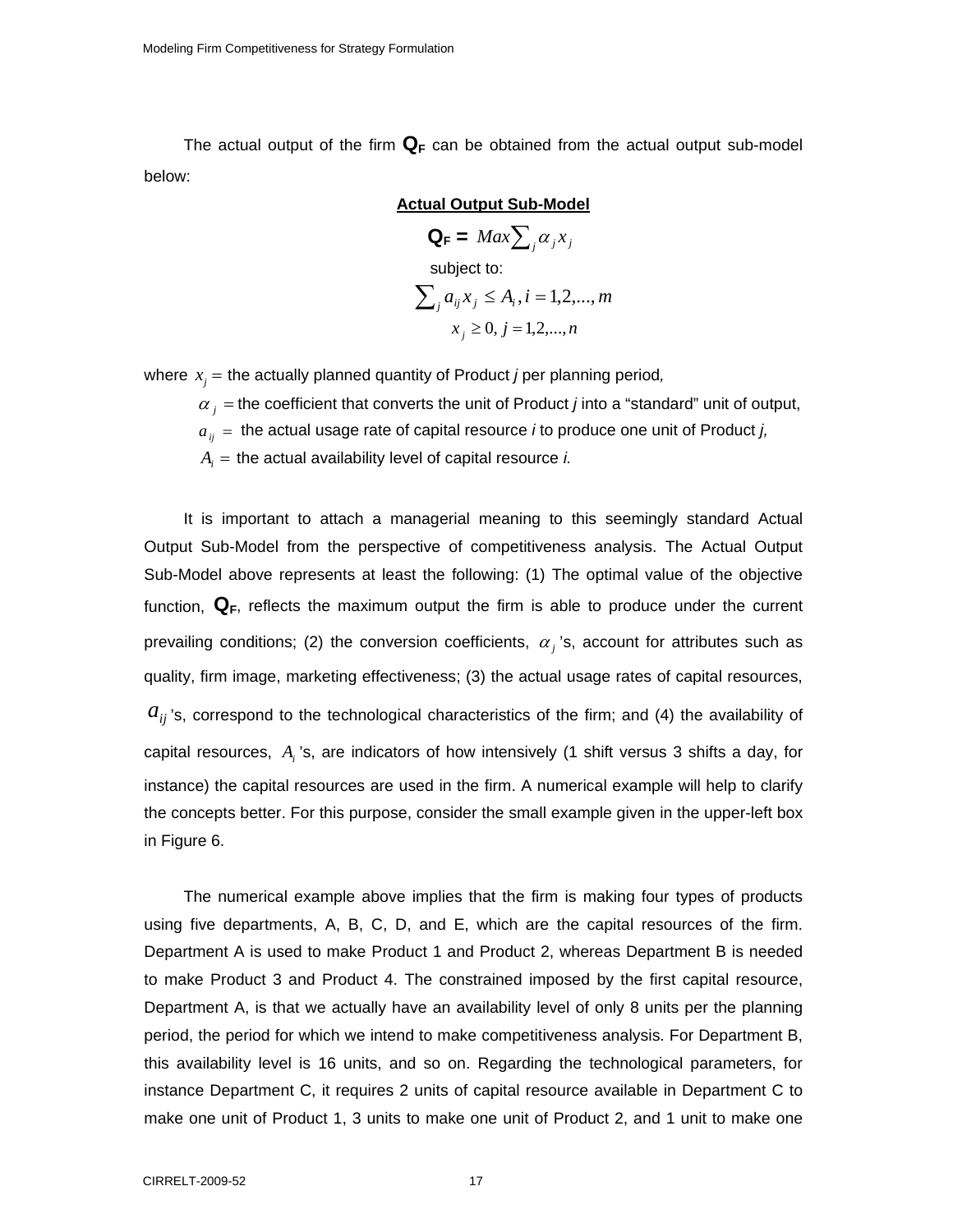The actual output of the firm $\mathbf{Q_F}$ can be obtained from the actual output sub-model below:

**Actual Output Sub-Model**

$$\mathbf{Q_F} = Max \sum_j \alpha_j x_j$$

subject to:

$$\sum_j a_{ij} x_j \leq A_i, i = 1,2,...,m$$

$$x_j \geq 0, j = 1,2,...,n$$

where $x_j =$ the actually planned quantity of Product *j* per planning period,

$\alpha_j =$ the coefficient that converts the unit of Product *j* into a "standard" unit of output,

$a_{ij} =$ the actual usage rate of capital resource *i* to produce one unit of Product *j*,

$A_i =$ the actual availability level of capital resource *i*.

It is important to attach a managerial meaning to this seemingly standard Actual Output Sub-Model from the perspective of competitiveness analysis. The Actual Output Sub-Model above represents at least the following: (1) The optimal value of the objective function, $\mathbf{Q_F}$, reflects the maximum output the firm is able to produce under the current prevailing conditions; (2) the conversion coefficients, $\alpha_j$'s, account for attributes such as quality, firm image, marketing effectiveness; (3) the actual usage rates of capital resources, $a_{ij}$'s, correspond to the technological characteristics of the firm; and (4) the availability of capital resources, $A_i$'s, are indicators of how intensively (1 shift versus 3 shifts a day, for instance) the capital resources are used in the firm. A numerical example will help to clarify the concepts better. For this purpose, consider the small example given in the upper-left box in Figure 6.

The numerical example above implies that the firm is making four types of products using five departments, A, B, C, D, and E, which are the capital resources of the firm. Department A is used to make Product 1 and Product 2, whereas Department B is needed to make Product 3 and Product 4. The constrained imposed by the first capital resource, Department A, is that we actually have an availability level of only 8 units per the planning period, the period for which we intend to make competitiveness analysis. For Department B, this availability level is 16 units, and so on. Regarding the technological parameters, for instance Department C, it requires 2 units of capital resource available in Department C to make one unit of Product 1, 3 units to make one unit of Product 2, and 1 unit to make one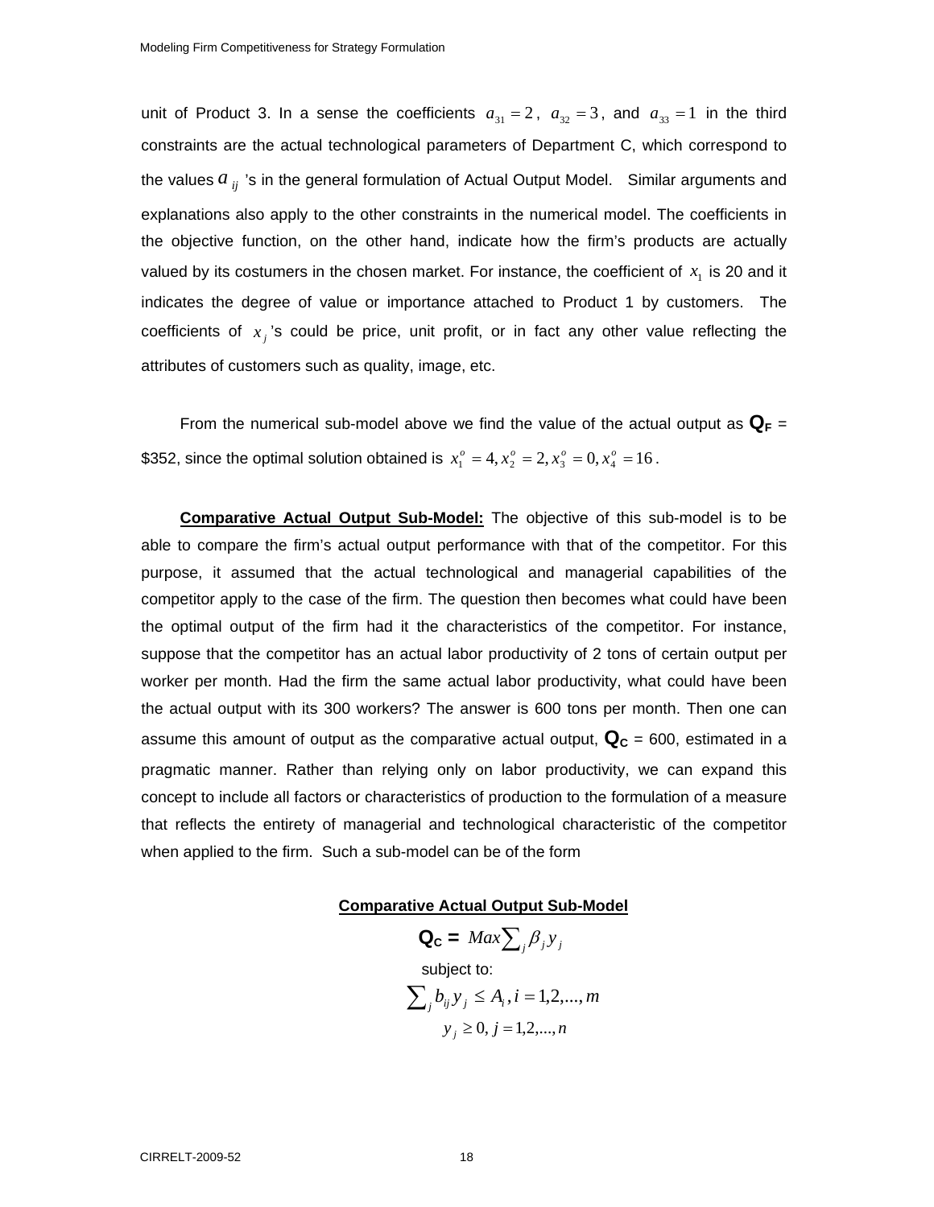unit of Product 3. In a sense the coefficients $a_{31} = 2$, $a_{32} = 3$, and $a_{33} = 1$ in the third constraints are the actual technological parameters of Department C, which correspond to the values $a_{ij}$ 's in the general formulation of Actual Output Model. Similar arguments and explanations also apply to the other constraints in the numerical model. The coefficients in the objective function, on the other hand, indicate how the firm's products are actually valued by its costumers in the chosen market. For instance, the coefficient of $x_1$ is 20 and it indicates the degree of value or importance attached to Product 1 by customers. The coefficients of $x_j$ 's could be price, unit profit, or in fact any other value reflecting the attributes of customers such as quality, image, etc.

From the numerical sub-model above we find the value of the actual output as **Q<sub>F</sub>** = \$352, since the optimal solution obtained is $x_1^o = 4, x_2^o = 2, x_3^o = 0, x_4^o = 16$.

**Comparative Actual Output Sub-Model:** The objective of this sub-model is to be able to compare the firm's actual output performance with that of the competitor. For this purpose, it assumed that the actual technological and managerial capabilities of the competitor apply to the case of the firm. The question then becomes what could have been the optimal output of the firm had it the characteristics of the competitor. For instance, suppose that the competitor has an actual labor productivity of 2 tons of certain output per worker per month. Had the firm the same actual labor productivity, what could have been the actual output with its 300 workers? The answer is 600 tons per month. Then one can assume this amount of output as the comparative actual output, $\mathbf{Q_C}$ = 600, estimated in a pragmatic manner. Rather than relying only on labor productivity, we can expand this concept to include all factors or characteristics of production to the formulation of a measure that reflects the entirety of managerial and technological characteristic of the competitor when applied to the firm. Such a sub-model can be of the form

**Comparative Actual Output Sub-Model**

$$\mathbf{Q_C} = Max \sum_j \beta_j y_j$$

subject to:

$$\sum_j b_{ij} y_j \leq A_i, i = 1,2,...,m$$

$$y_j \geq 0, j = 1,2,...,n$$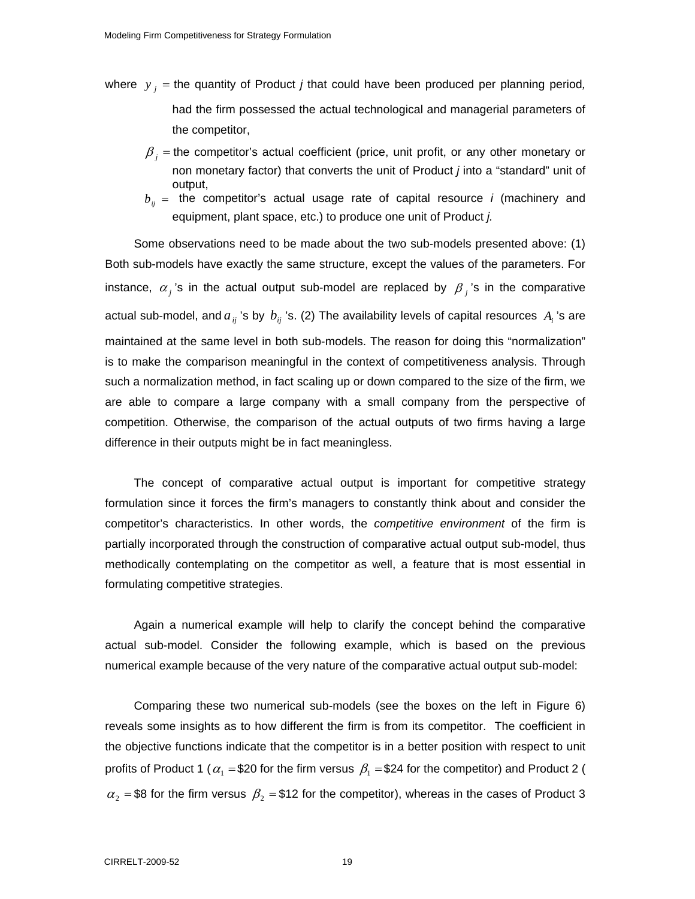where $y_j =$ the quantity of Product *j* that could have been produced per planning period, had the firm possessed the actual technological and managerial parameters of the competitor,

$\beta_j =$ the competitor's actual coefficient (price, unit profit, or any other monetary or non monetary factor) that converts the unit of Product *j* into a "standard" unit of output,

$b_{ij} =$ the competitor's actual usage rate of capital resource *i* (machinery and equipment, plant space, etc.) to produce one unit of Product *j.*

Some observations need to be made about the two sub-models presented above: (1) Both sub-models have exactly the same structure, except the values of the parameters. For instance, $\alpha_j$'s in the actual output sub-model are replaced by $\beta_j$'s in the comparative actual sub-model, and $a_{ij}$'s by $b_{ij}$'s. (2) The availability levels of capital resources $A_i$'s are maintained at the same level in both sub-models. The reason for doing this "normalization" is to make the comparison meaningful in the context of competitiveness analysis. Through such a normalization method, in fact scaling up or down compared to the size of the firm, we are able to compare a large company with a small company from the perspective of competition. Otherwise, the comparison of the actual outputs of two firms having a large difference in their outputs might be in fact meaningless.

The concept of comparative actual output is important for competitive strategy formulation since it forces the firm's managers to constantly think about and consider the competitor's characteristics. In other words, the *competitive environment* of the firm is partially incorporated through the construction of comparative actual output sub-model, thus methodically contemplating on the competitor as well, a feature that is most essential in formulating competitive strategies.

Again a numerical example will help to clarify the concept behind the comparative actual sub-model. Consider the following example, which is based on the previous numerical example because of the very nature of the comparative actual output sub-model:

Comparing these two numerical sub-models (see the boxes on the left in Figure 6) reveals some insights as to how different the firm is from its competitor. The coefficient in the objective functions indicate that the competitor is in a better position with respect to unit profits of Product 1 ($\alpha_1 =$\$20 for the firm versus $\beta_1 =$\$24 for the competitor) and Product 2 ($\alpha_2 =$\$8 for the firm versus $\beta_2 =$\$12 for the competitor), whereas in the cases of Product 3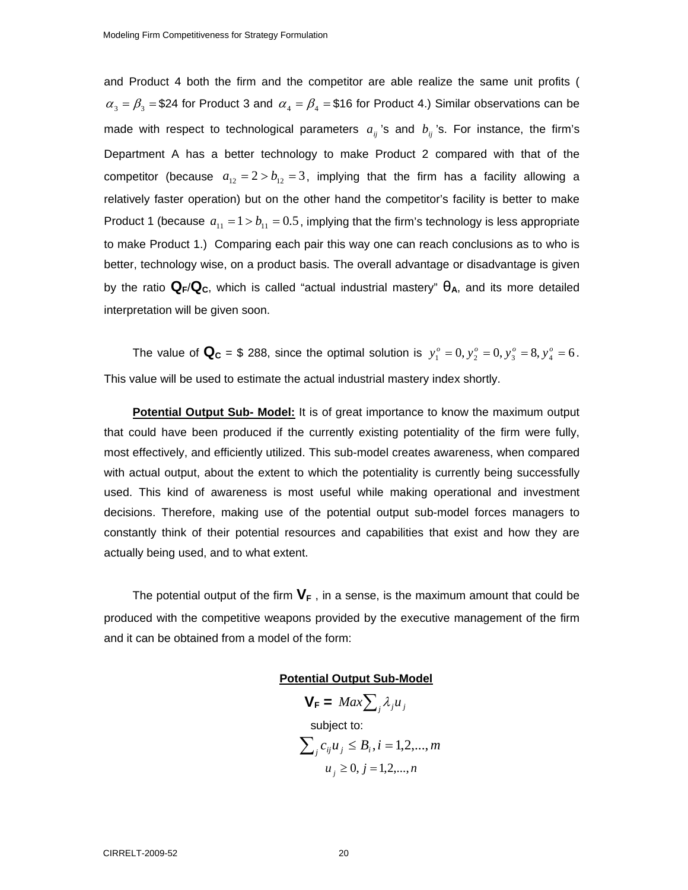and Product 4 both the firm and the competitor are able realize the same unit profits ( $\alpha_3 = \beta_3 =$ \$24 for Product 3 and $\alpha_4 = \beta_4 =$ \$16 for Product 4.) Similar observations can be made with respect to technological parameters $a_{ij}$'s and $b_{ij}$'s. For instance, the firm's Department A has a better technology to make Product 2 compared with that of the competitor (because $a_{12} = 2 > b_{12} = 3$, implying that the firm has a facility allowing a relatively faster operation) but on the other hand the competitor's facility is better to make Product 1 (because $a_{11} = 1 > b_{11} = 0.5$, implying that the firm's technology is less appropriate to make Product 1.) Comparing each pair this way one can reach conclusions as to who is better, technology wise, on a product basis. The overall advantage or disadvantage is given by the ratio **Q**$_F$/**Q**$_C$, which is called "actual industrial mastery" $\theta_A$, and its more detailed interpretation will be given soon.

The value of **Q**$_C$ = \$ 288, since the optimal solution is $y_1^o = 0, y_2^o = 0, y_3^o = 8, y_4^o = 6$. This value will be used to estimate the actual industrial mastery index shortly.

**<u>Potential Output Sub- Model:</u>** It is of great importance to know the maximum output that could have been produced if the currently existing potentiality of the firm were fully, most effectively, and efficiently utilized. This sub-model creates awareness, when compared with actual output, about the extent to which the potentiality is currently being successfully used. This kind of awareness is most useful while making operational and investment decisions. Therefore, making use of the potential output sub-model forces managers to constantly think of their potential resources and capabilities that exist and how they are actually being used, and to what extent.

The potential output of the firm **V**$_F$ , in a sense, is the maximum amount that could be produced with the competitive weapons provided by the executive management of the firm and it can be obtained from a model of the form:

**<u>Potential Output Sub-Model</u>**

$$\mathbf{V_F} = Max \sum_j \lambda_j u_j$$

subject to:

$$\sum_j c_{ij} u_j \leq B_i, i = 1,2,...,m$$

$$u_j \geq 0, j = 1,2,...,n$$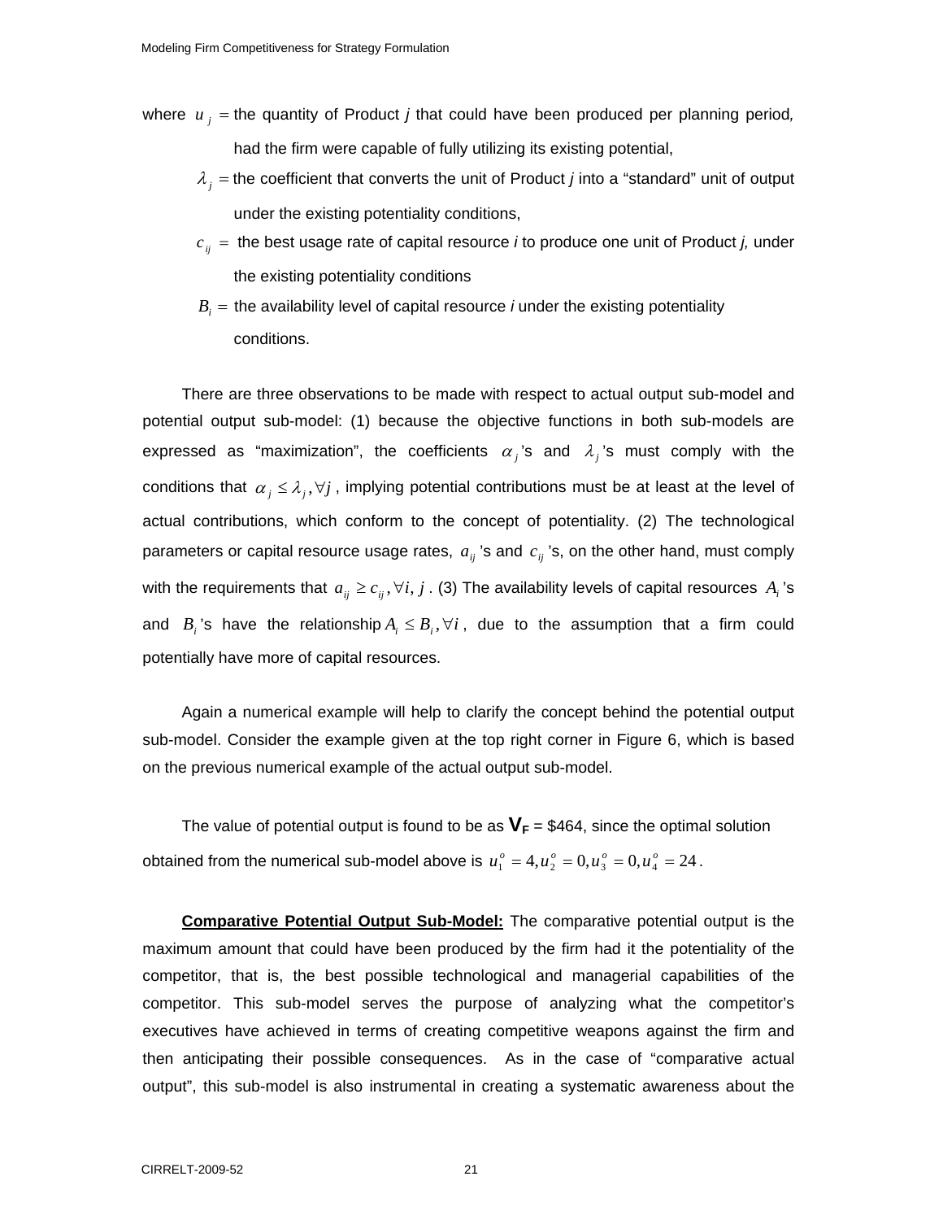where $u_j =$ the quantity of Product *j* that could have been produced per planning period, had the firm were capable of fully utilizing its existing potential,

$\lambda_j =$ the coefficient that converts the unit of Product *j* into a "standard" unit of output under the existing potentiality conditions,

$c_{ij} =$ the best usage rate of capital resource *i* to produce one unit of Product *j,* under the existing potentiality conditions

$B_i =$ the availability level of capital resource *i* under the existing potentiality conditions.

There are three observations to be made with respect to actual output sub-model and potential output sub-model: (1) because the objective functions in both sub-models are expressed as "maximization", the coefficients $\alpha_j$'s and $\lambda_j$'s must comply with the conditions that $\alpha_j \le \lambda_j, \forall j$, implying potential contributions must be at least at the level of actual contributions, which conform to the concept of potentiality. (2) The technological parameters or capital resource usage rates, $a_{ij}$'s and $c_{ij}$'s, on the other hand, must comply with the requirements that $a_{ij} \ge c_{ij}, \forall i, j$. (3) The availability levels of capital resources $A_i$'s and $B_i$'s have the relationship $A_i \le B_i, \forall i$, due to the assumption that a firm could potentially have more of capital resources.

Again a numerical example will help to clarify the concept behind the potential output sub-model. Consider the example given at the top right corner in Figure 6, which is based on the previous numerical example of the actual output sub-model.

The value of potential output is found to be as $\mathbf{V_F}$ = \$464, since the optimal solution obtained from the numerical sub-model above is $u_1^o = 4, u_2^o = 0, u_3^o = 0, u_4^o = 24$.

**Comparative Potential Output Sub-Model:** The comparative potential output is the maximum amount that could have been produced by the firm had it the potentiality of the competitor, that is, the best possible technological and managerial capabilities of the competitor. This sub-model serves the purpose of analyzing what the competitor's executives have achieved in terms of creating competitive weapons against the firm and then anticipating their possible consequences. As in the case of "comparative actual output", this sub-model is also instrumental in creating a systematic awareness about the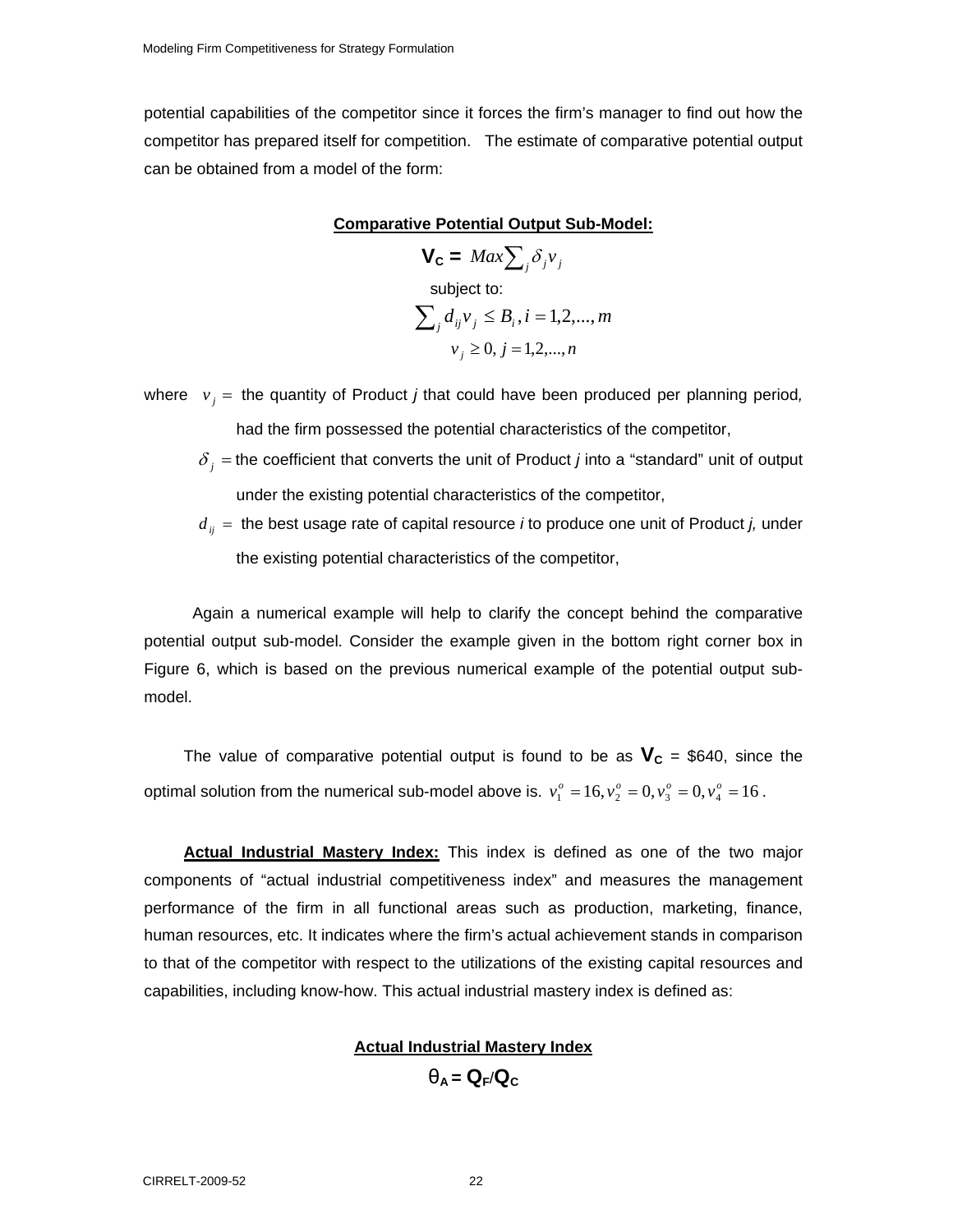potential capabilities of the competitor since it forces the firm's manager to find out how the competitor has prepared itself for competition. The estimate of comparative potential output can be obtained from a model of the form:

**Comparative Potential Output Sub-Model:**

$$\mathbf{V_C} = Max \sum_j \delta_j v_j$$

subject to:

$$\sum_j d_{ij} v_j \leq B_i, i = 1,2,...,m$$

$$v_j \geq 0, j = 1,2,...,n$$

where $v_j =$ the quantity of Product *j* that could have been produced per planning period, had the firm possessed the potential characteristics of the competitor,

$\delta_j =$ the coefficient that converts the unit of Product *j* into a "standard" unit of output under the existing potential characteristics of the competitor,

$d_{ij} =$ the best usage rate of capital resource *i* to produce one unit of Product *j,* under the existing potential characteristics of the competitor,

Again a numerical example will help to clarify the concept behind the comparative potential output sub-model. Consider the example given in the bottom right corner box in Figure 6, which is based on the previous numerical example of the potential output sub-model.

The value of comparative potential output is found to be as $\mathbf{V_C}$ = \$640, since the optimal solution from the numerical sub-model above is. $v_1^o = 16, v_2^o = 0, v_3^o = 0, v_4^o = 16$.

**Actual Industrial Mastery Index:** This index is defined as one of the two major components of "actual industrial competitiveness index" and measures the management performance of the firm in all functional areas such as production, marketing, finance, human resources, etc. It indicates where the firm's actual achievement stands in comparison to that of the competitor with respect to the utilizations of the existing capital resources and capabilities, including know-how. This actual industrial mastery index is defined as:

**Actual Industrial Mastery Index**

$$\theta_A = \mathbf{Q_F}/\mathbf{Q_C}$$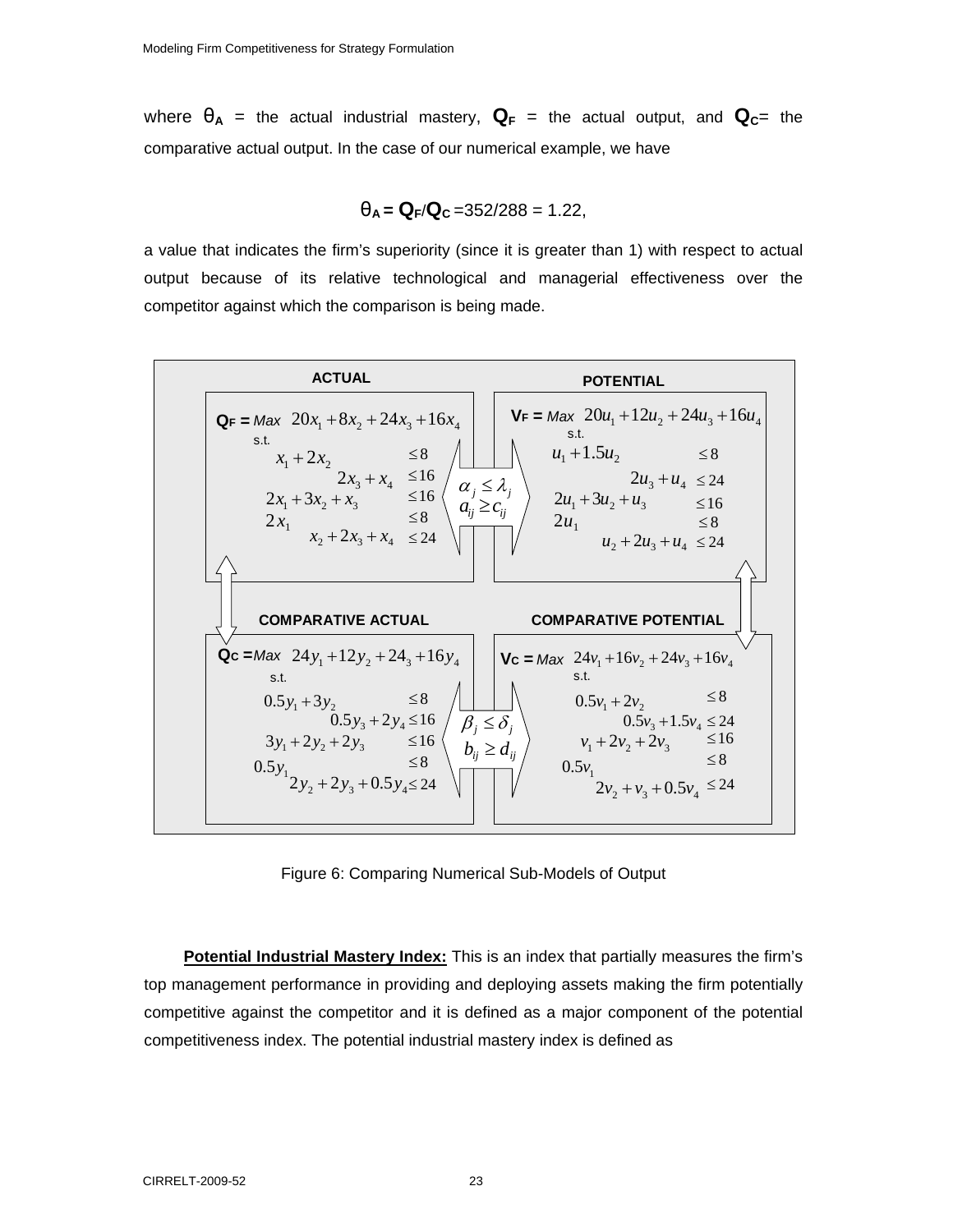where $\theta_A$ = the actual industrial mastery, $Q_F$ = the actual output, and $Q_C$= the comparative actual output. In the case of our numerical example, we have

$$\theta_A = Q_F/Q_C = 352/288 = 1.22,$$

a value that indicates the firm's superiority (since it is greater than 1) with respect to actual output because of its relative technological and managerial effectiveness over the competitor against which the comparison is being made.

**ACTUAL**

$Q_F = Max \;\; 20x_1 + 8x_2 + 24x_3 + 16x_4$

s.t.

$$\begin{aligned}
x_1 + 2x_2 &\le 8 \\
2x_3 + x_4 &\le 16 \\
2x_1 + 3x_2 + x_3 &\le 16 \\
2x_1 &\le 8 \\
x_2 + 2x_3 + x_4 &\le 24
\end{aligned}$$

**POTENTIAL**

$V_F = Max \;\; 20u_1 + 12u_2 + 24u_3 + 16u_4$

s.t.

$$\begin{aligned}
u_1 + 1.5u_2 &\le 8 \\
2u_3 + u_4 &\le 24 \\
2u_1 + 3u_2 + u_3 &\le 16 \\
2u_1 &\le 8 \\
u_2 + 2u_3 + u_4 &\le 24
\end{aligned}$$

$\alpha_j \le \lambda_j$, $a_{ij} \ge c_{ij}$

**COMPARATIVE ACTUAL**

$Q_C = Max \;\; 24y_1 + 12y_2 + 24_3 + 16y_4$

s.t.

$$\begin{aligned}
0.5y_1 + 3y_2 &\le 8 \\
0.5y_3 + 2y_4 &\le 16 \\
3y_1 + 2y_2 + 2y_3 &\le 16 \\
0.5y_1 &\le 8 \\
2y_2 + 2y_3 + 0.5y_4 &\le 24
\end{aligned}$$

**COMPARATIVE POTENTIAL**

$V_C = Max \;\; 24v_1 + 16v_2 + 24v_3 + 16v_4$

s.t.

$$\begin{aligned}
0.5v_1 + 2v_2 &\le 8 \\
0.5v_3 + 1.5v_4 &\le 24 \\
v_1 + 2v_2 + 2v_3 &\le 16 \\
0.5v_1 &\le 8 \\
2v_2 + v_3 + 0.5v_4 &\le 24
\end{aligned}$$

$\beta_j \le \delta_j$, $b_{ij} \ge d_{ij}$

Figure 6: Comparing Numerical Sub-Models of Output

**Potential Industrial Mastery Index:** This is an index that partially measures the firm's top management performance in providing and deploying assets making the firm potentially competitive against the competitor and it is defined as a major component of the potential competitiveness index. The potential industrial mastery index is defined as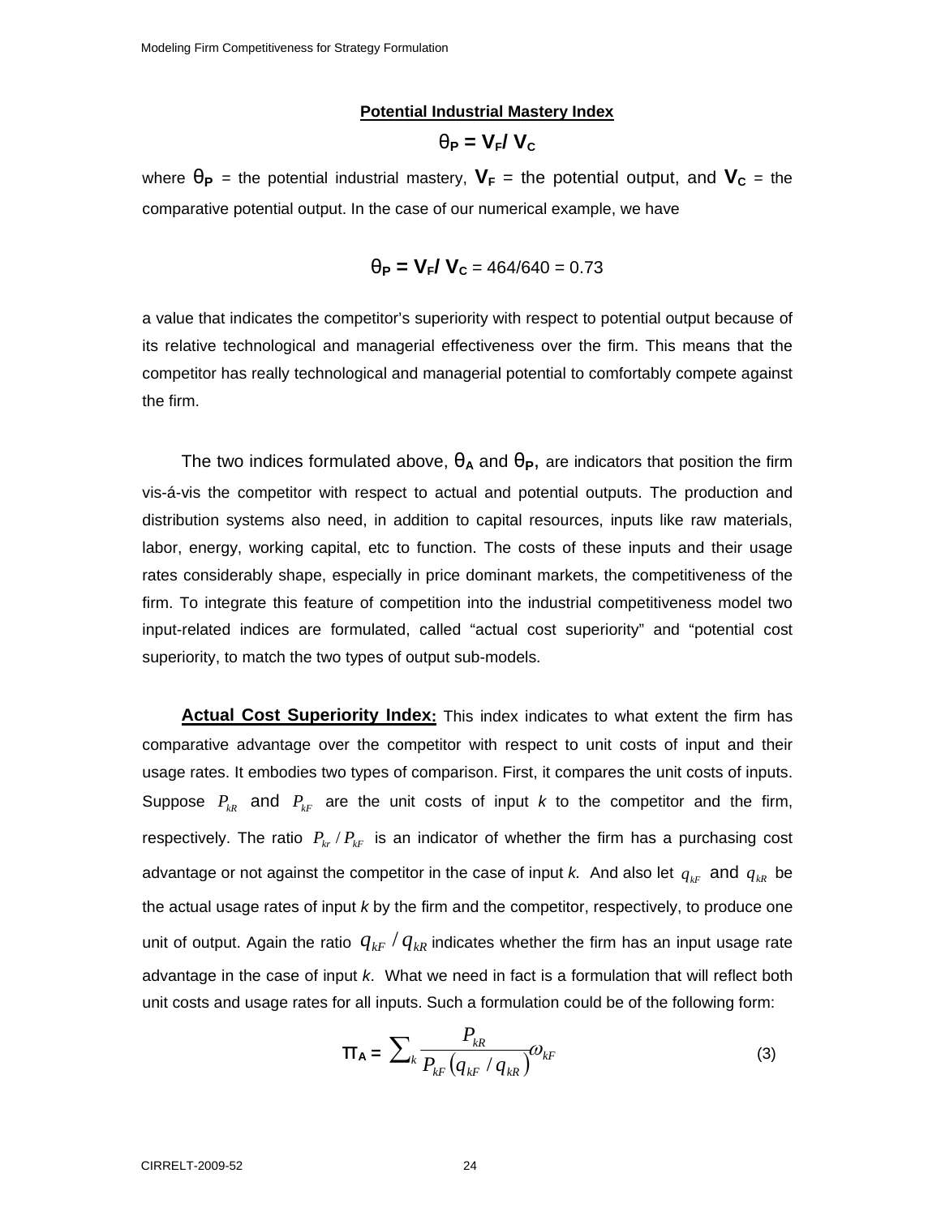**Potential Industrial Mastery Index**

$$\theta_P = V_F / V_C$$

where $\theta_P$ = the potential industrial mastery, $V_F$ = the potential output, and $V_C$ = the comparative potential output. In the case of our numerical example, we have

$$\theta_P = V_F / V_C = 464/640 = 0.73$$

a value that indicates the competitor's superiority with respect to potential output because of its relative technological and managerial effectiveness over the firm. This means that the competitor has really technological and managerial potential to comfortably compete against the firm.

The two indices formulated above, $\theta_A$ and $\theta_P$, are indicators that position the firm vis-á-vis the competitor with respect to actual and potential outputs. The production and distribution systems also need, in addition to capital resources, inputs like raw materials, labor, energy, working capital, etc to function. The costs of these inputs and their usage rates considerably shape, especially in price dominant markets, the competitiveness of the firm. To integrate this feature of competition into the industrial competitiveness model two input-related indices are formulated, called "actual cost superiority" and "potential cost superiority, to match the two types of output sub-models.

**Actual Cost Superiority Index:** This index indicates to what extent the firm has comparative advantage over the competitor with respect to unit costs of input and their usage rates. It embodies two types of comparison. First, it compares the unit costs of inputs. Suppose $P_{kR}$ and $P_{kF}$ are the unit costs of input *k* to the competitor and the firm, respectively. The ratio $P_{kr} / P_{kF}$ is an indicator of whether the firm has a purchasing cost advantage or not against the competitor in the case of input *k.* And also let $q_{kF}$ and $q_{kR}$ be the actual usage rates of input *k* by the firm and the competitor, respectively, to produce one unit of output. Again the ratio $q_{kF} / q_{kR}$ indicates whether the firm has an input usage rate advantage in the case of input *k*. What we need in fact is a formulation that will reflect both unit costs and usage rates for all inputs. Such a formulation could be of the following form:

$$\pi_A = \sum_k \frac{P_{kR}}{P_{kF}\left(q_{kF} / q_{kR}\right)} \omega_{kF} \tag{3}$$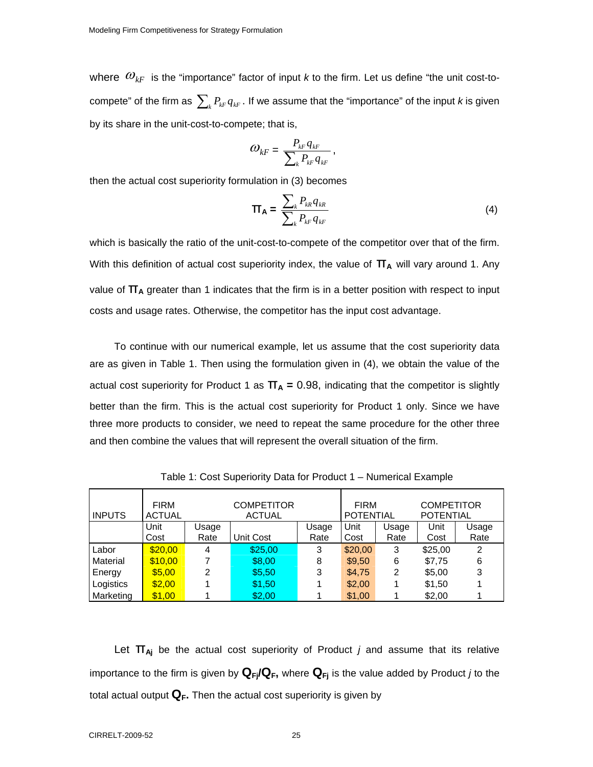where $\omega_{kF}$ is the "importance" factor of input *k* to the firm. Let us define "the unit cost-to-compete" of the firm as $\sum_k P_{kF} q_{kF}$. If we assume that the "importance" of the input *k* is given by its share in the unit-cost-to-compete; that is,

$$\omega_{kF} = \frac{P_{kF} q_{kF}}{\sum_k P_{kF} q_{kF}},$$

then the actual cost superiority formulation in (3) becomes

$$\Pi_A = \frac{\sum_k P_{kR} q_{kR}}{\sum_k P_{kF} q_{kF}} \tag{4}$$

which is basically the ratio of the unit-cost-to-compete of the competitor over that of the firm. With this definition of actual cost superiority index, the value of $\Pi_A$ will vary around 1. Any value of $\Pi_A$ greater than 1 indicates that the firm is in a better position with respect to input costs and usage rates. Otherwise, the competitor has the input cost advantage.

To continue with our numerical example, let us assume that the cost superiority data are as given in Table 1. Then using the formulation given in (4), we obtain the value of the actual cost superiority for Product 1 as $\Pi_A = 0.98$, indicating that the competitor is slightly better than the firm. This is the actual cost superiority for Product 1 only. Since we have three more products to consider, we need to repeat the same procedure for the other three and then combine the values that will represent the overall situation of the firm.

Table 1: Cost Superiority Data for Product 1 – Numerical Example

| INPUTS | FIRM ACTUAL | | COMPETITOR ACTUAL | | FIRM POTENTIAL | | COMPETITOR POTENTIAL | |
|---|---|---|---|---|---|---|---|---|
| | Unit Cost | Usage Rate | Unit Cost | Usage Rate | Unit Cost | Usage Rate | Unit Cost | Usage Rate |
| Labor | $20,00 | 4 | $25,00 | 3 | $20,00 | 3 | $25,00 | 2 |
| Material | $10,00 | 7 | $8,00 | 8 | $9,50 | 6 | $7,75 | 6 |
| Energy | $5,00 | 2 | $5,50 | 3 | $4,75 | 2 | $5,00 | 3 |
| Logistics | $2,00 | 1 | $1,50 | 1 | $2,00 | 1 | $1,50 | 1 |
| Marketing | $1,00 | 1 | $2,00 | 1 | $1,00 | 1 | $2,00 | 1 |

Let $\Pi_{Aj}$ be the actual cost superiority of Product *j* and assume that its relative importance to the firm is given by $Q_{Fj}/Q_F$, where $Q_{Fj}$ is the value added by Product *j* to the total actual output $Q_F$. Then the actual cost superiority is given by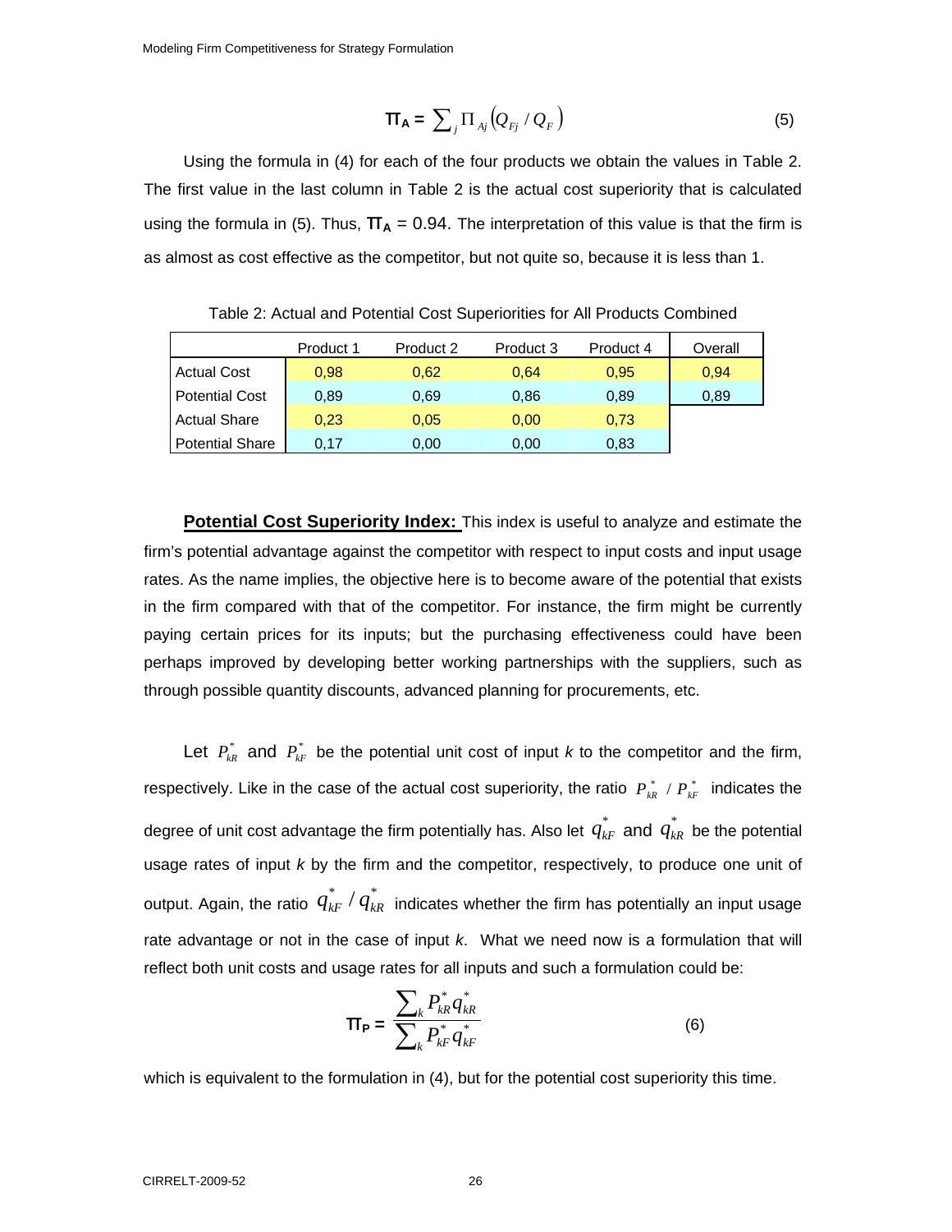$$\Pi_A = \sum_j \Pi_{Aj} \left( Q_{Fj} / Q_F \right) \tag{5}$$

Using the formula in (4) for each of the four products we obtain the values in Table 2. The first value in the last column in Table 2 is the actual cost superiority that is calculated using the formula in (5). Thus, $\Pi_A$ = 0.94. The interpretation of this value is that the firm is as almost as cost effective as the competitor, but not quite so, because it is less than 1.

Table 2: Actual and Potential Cost Superiorities for All Products Combined

| | Product 1 | Product 2 | Product 3 | Product 4 | Overall |
|---|---|---|---|---|---|
| Actual Cost | 0,98 | 0,62 | 0,64 | 0,95 | 0,94 |
| Potential Cost | 0,89 | 0,69 | 0,86 | 0,89 | 0,89 |
| Actual Share | 0,23 | 0,05 | 0,00 | 0,73 | |
| Potential Share | 0,17 | 0,00 | 0,00 | 0,83 | |

**Potential Cost Superiority Index:** This index is useful to analyze and estimate the firm's potential advantage against the competitor with respect to input costs and input usage rates. As the name implies, the objective here is to become aware of the potential that exists in the firm compared with that of the competitor. For instance, the firm might be currently paying certain prices for its inputs; but the purchasing effectiveness could have been perhaps improved by developing better working partnerships with the suppliers, such as through possible quantity discounts, advanced planning for procurements, etc.

Let $P^*_{kR}$ and $P^*_{kF}$ be the potential unit cost of input *k* to the competitor and the firm, respectively. Like in the case of the actual cost superiority, the ratio $P^*_{kR} / P^*_{kF}$ indicates the degree of unit cost advantage the firm potentially has. Also let $q^*_{kF}$ and $q^*_{kR}$ be the potential usage rates of input *k* by the firm and the competitor, respectively, to produce one unit of output. Again, the ratio $q^*_{kF} / q^*_{kR}$ indicates whether the firm has potentially an input usage rate advantage or not in the case of input *k*. What we need now is a formulation that will reflect both unit costs and usage rates for all inputs and such a formulation could be:

$$\Pi_P = \frac{\sum_k P^*_{kR} q^*_{kR}}{\sum_k P^*_{kF} q^*_{kF}} \tag{6}$$

which is equivalent to the formulation in (4), but for the potential cost superiority this time.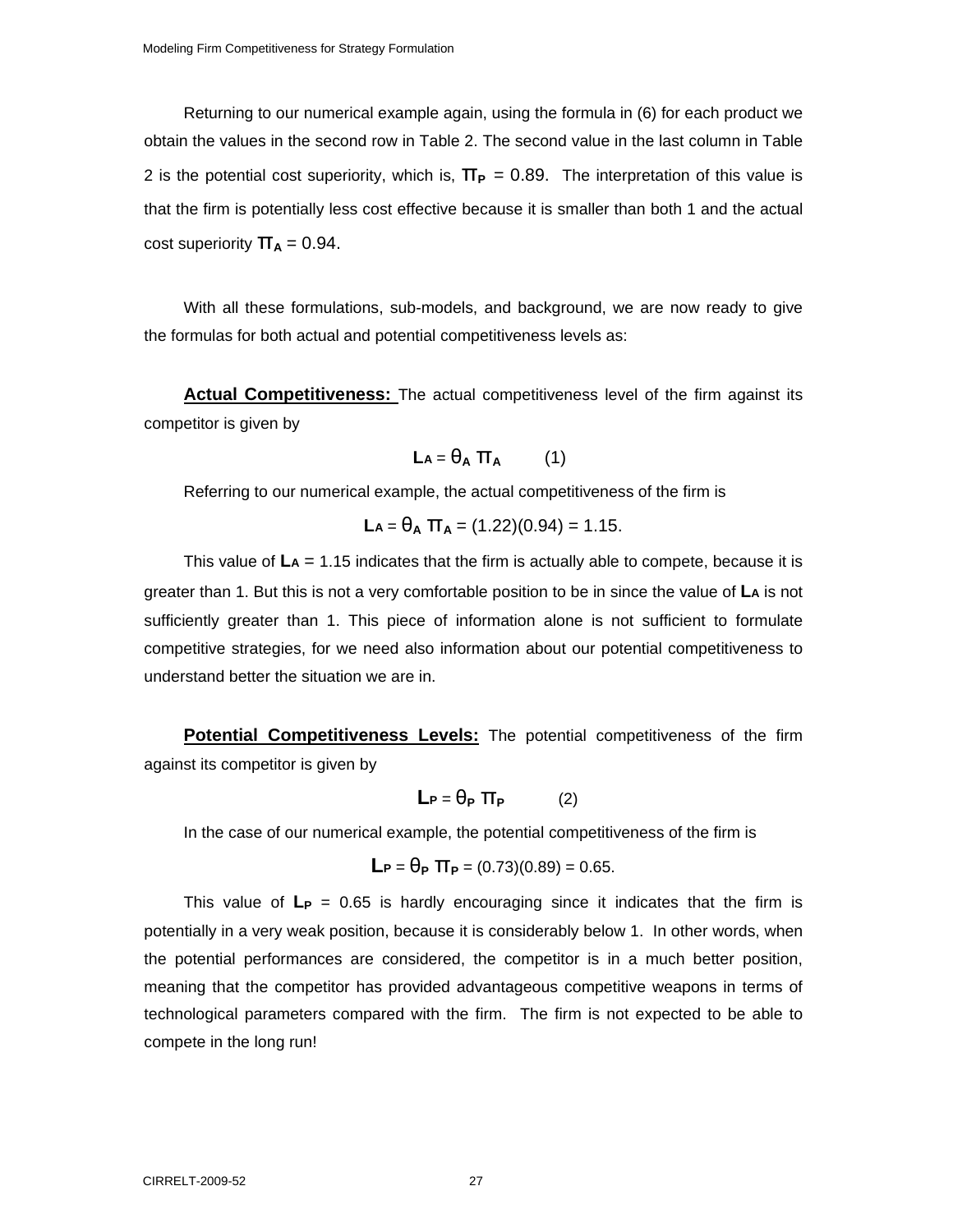Returning to our numerical example again, using the formula in (6) for each product we obtain the values in the second row in Table 2. The second value in the last column in Table 2 is the potential cost superiority, which is, $\pi_P = 0.89$. The interpretation of this value is that the firm is potentially less cost effective because it is smaller than both 1 and the actual cost superiority $\pi_A = 0.94$.

With all these formulations, sub-models, and background, we are now ready to give the formulas for both actual and potential competitiveness levels as:

**Actual Competitiveness:** The actual competitiveness level of the firm against its competitor is given by

$$\mathbf{L}_A = \theta_A \, \pi_A \qquad (1)$$

Referring to our numerical example, the actual competitiveness of the firm is

$$\mathbf{L}_A = \theta_A \, \pi_A = (1.22)(0.94) = 1.15.$$

This value of $\mathbf{L}_A = 1.15$ indicates that the firm is actually able to compete, because it is greater than 1. But this is not a very comfortable position to be in since the value of $\mathbf{L}_A$ is not sufficiently greater than 1. This piece of information alone is not sufficient to formulate competitive strategies, for we need also information about our potential competitiveness to understand better the situation we are in.

**Potential Competitiveness Levels:** The potential competitiveness of the firm against its competitor is given by

$$\mathbf{L}_P = \theta_P \, \pi_P \qquad (2)$$

In the case of our numerical example, the potential competitiveness of the firm is

$$\mathbf{L}_P = \theta_P \, \pi_P = (0.73)(0.89) = 0.65.$$

This value of $\mathbf{L}_P = 0.65$ is hardly encouraging since it indicates that the firm is potentially in a very weak position, because it is considerably below 1. In other words, when the potential performances are considered, the competitor is in a much better position, meaning that the competitor has provided advantageous competitive weapons in terms of technological parameters compared with the firm. The firm is not expected to be able to compete in the long run!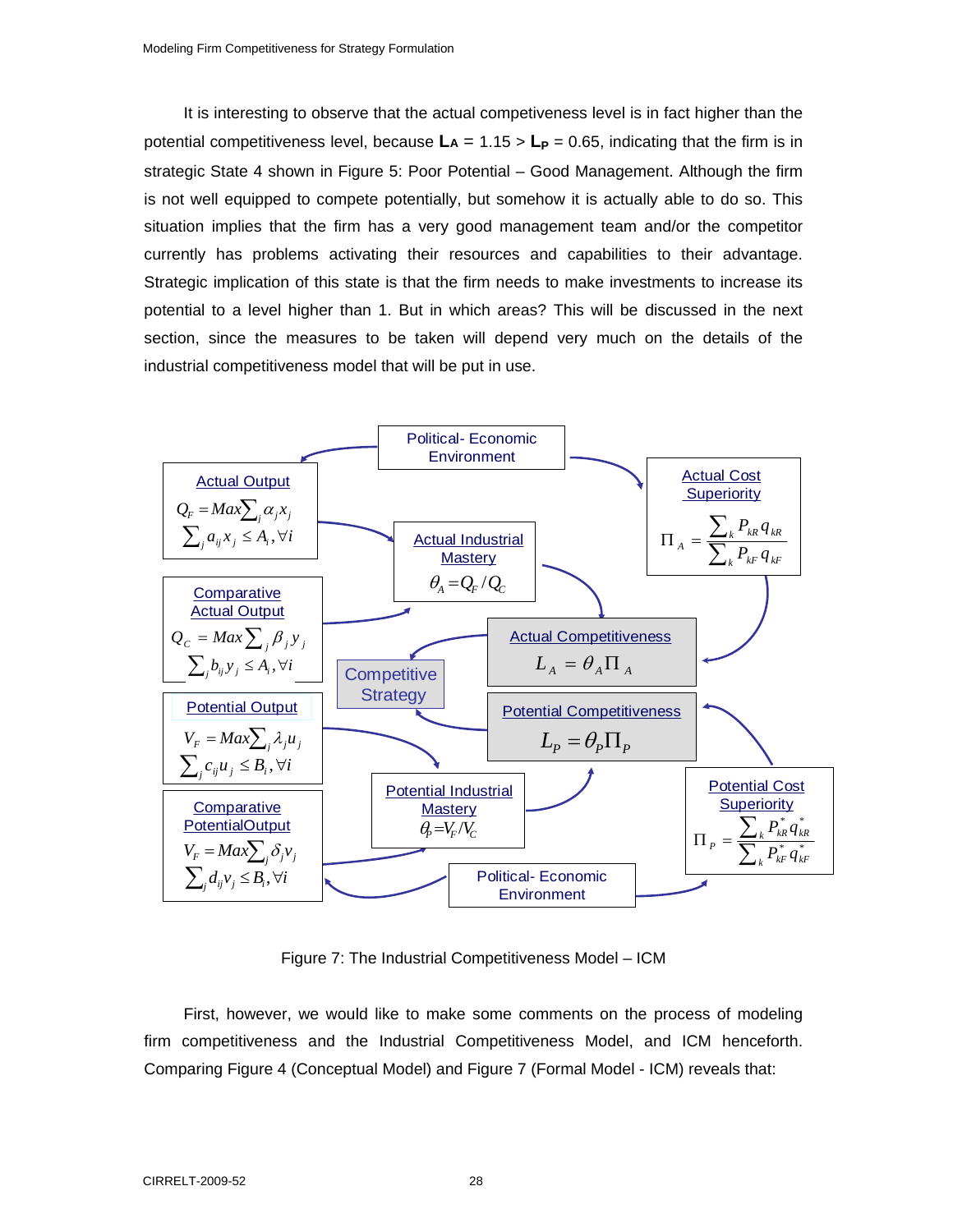It is interesting to observe that the actual competiveness level is in fact higher than the potential competitiveness level, because $L_A = 1.15 > L_P = 0.65$, indicating that the firm is in strategic State 4 shown in Figure 5: Poor Potential – Good Management. Although the firm is not well equipped to compete potentially, but somehow it is actually able to do so. This situation implies that the firm has a very good management team and/or the competitor currently has problems activating their resources and capabilities to their advantage. Strategic implication of this state is that the firm needs to make investments to increase its potential to a level higher than 1. But in which areas? This will be discussed in the next section, since the measures to be taken will depend very much on the details of the industrial competitiveness model that will be put in use.

Political- Economic Environment

Actual Output
$$Q_F = Max \sum_j \alpha_j x_j$$
$$\sum_j a_{ij} x_j \le A_i, \forall i$$

Actual Industrial Mastery
$$\theta_A = Q_F / Q_C$$

Actual Cost Superiority
$$\Pi_A = \frac{\sum_k P_{kR} q_{kR}}{\sum_k P_{kF} q_{kF}}$$

Comparative Actual Output
$$Q_C = Max \sum_j \beta_j y_j$$
$$\sum_j b_{ij} y_j \le A_i, \forall i$$

Actual Competitiveness
$$L_A = \theta_A \Pi_A$$

Competitive Strategy

Potential Output
$$V_F = Max \sum_j \lambda_j u_j$$
$$\sum_j c_{ij} u_j \le B_i, \forall i$$

Potential Competitiveness
$$L_P = \theta_P \Pi_P$$

Potential Industrial Mastery
$$\theta_P = V_F / V_C$$

Potential Cost Superiority
$$\Pi_P = \frac{\sum_k P^*_{kR} q^*_{kR}}{\sum_k P^*_{kF} q^*_{kF}}$$

Comparative PotentialOutput
$$V_F = Max \sum_j \delta_j v_j$$
$$\sum_j d_{ij} v_j \le B_i, \forall i$$

Political- Economic Environment

Figure 7: The Industrial Competitiveness Model – ICM

First, however, we would like to make some comments on the process of modeling firm competitiveness and the Industrial Competitiveness Model, and ICM henceforth. Comparing Figure 4 (Conceptual Model) and Figure 7 (Formal Model - ICM) reveals that: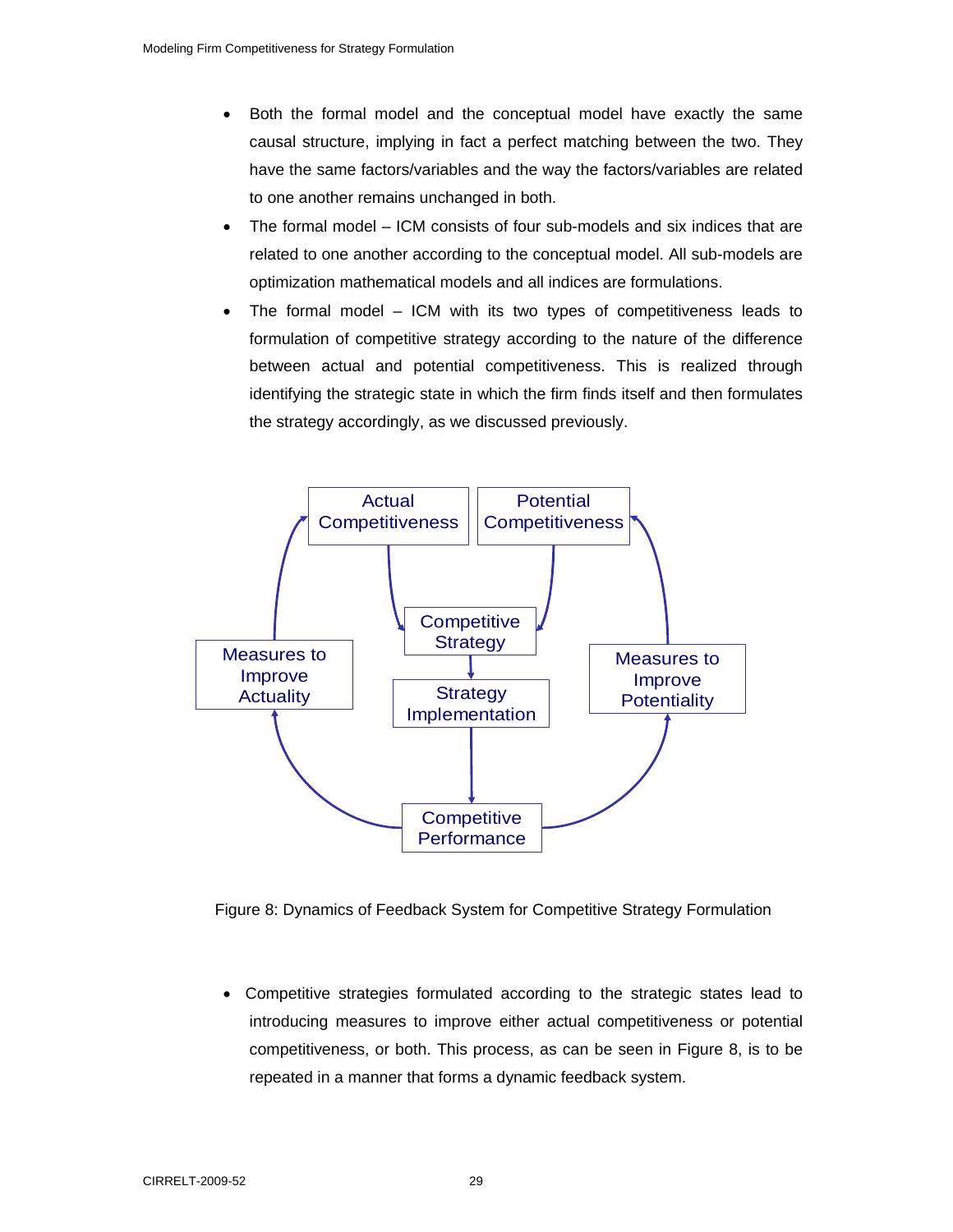- Both the formal model and the conceptual model have exactly the same causal structure, implying in fact a perfect matching between the two. They have the same factors/variables and the way the factors/variables are related to one another remains unchanged in both.
- The formal model – ICM consists of four sub-models and six indices that are related to one another according to the conceptual model. All sub-models are optimization mathematical models and all indices are formulations.
- The formal model – ICM with its two types of competitiveness leads to formulation of competitive strategy according to the nature of the difference between actual and potential competitiveness. This is realized through identifying the strategic state in which the firm finds itself and then formulates the strategy accordingly, as we discussed previously.

Figure 8: Dynamics of Feedback System for Competitive Strategy Formulation

- Competitive strategies formulated according to the strategic states lead to introducing measures to improve either actual competitiveness or potential competitiveness, or both. This process, as can be seen in Figure 8, is to be repeated in a manner that forms a dynamic feedback system.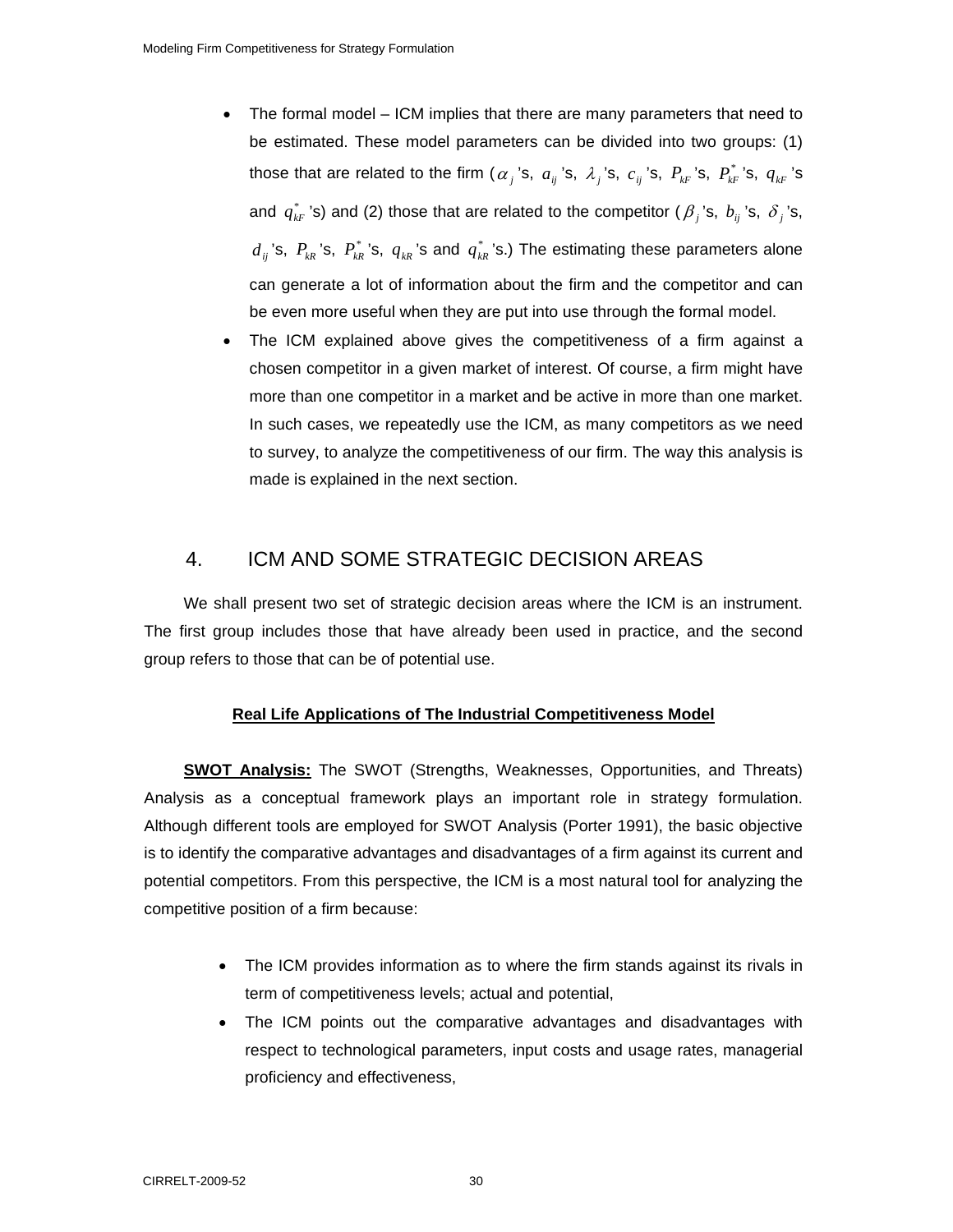- The formal model – ICM implies that there are many parameters that need to be estimated. These model parameters can be divided into two groups: (1) those that are related to the firm ($\alpha_j$'s, $a_{ij}$'s, $\lambda_j$'s, $c_{ij}$'s, $P_{kF}$'s, $P_{kF}^*$'s, $q_{kF}$'s and $q_{kF}^*$'s) and (2) those that are related to the competitor ($\beta_j$'s, $b_{ij}$'s, $\delta_j$'s, $d_{ij}$'s, $P_{kR}$'s, $P_{kR}^*$'s, $q_{kR}$'s and $q_{kR}^*$'s.) The estimating these parameters alone can generate a lot of information about the firm and the competitor and can be even more useful when they are put into use through the formal model.
- The ICM explained above gives the competitiveness of a firm against a chosen competitor in a given market of interest. Of course, a firm might have more than one competitor in a market and be active in more than one market. In such cases, we repeatedly use the ICM, as many competitors as we need to survey, to analyze the competitiveness of our firm. The way this analysis is made is explained in the next section.

## 4. ICM AND SOME STRATEGIC DECISION AREAS

We shall present two set of strategic decision areas where the ICM is an instrument. The first group includes those that have already been used in practice, and the second group refers to those that can be of potential use.

**Real Life Applications of The Industrial Competitiveness Model**

**SWOT Analysis:** The SWOT (Strengths, Weaknesses, Opportunities, and Threats) Analysis as a conceptual framework plays an important role in strategy formulation. Although different tools are employed for SWOT Analysis (Porter 1991), the basic objective is to identify the comparative advantages and disadvantages of a firm against its current and potential competitors. From this perspective, the ICM is a most natural tool for analyzing the competitive position of a firm because:

- The ICM provides information as to where the firm stands against its rivals in term of competitiveness levels; actual and potential,
- The ICM points out the comparative advantages and disadvantages with respect to technological parameters, input costs and usage rates, managerial proficiency and effectiveness,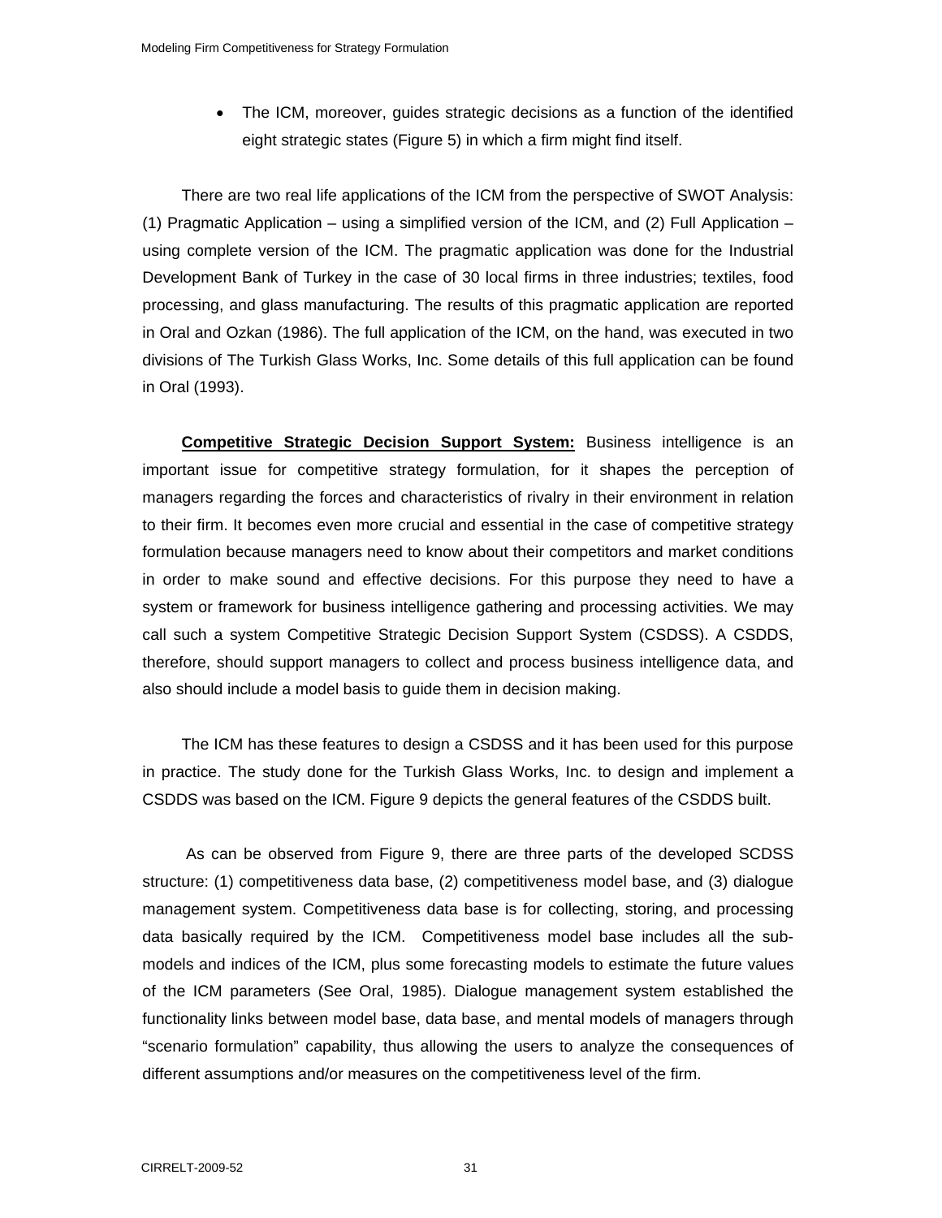- The ICM, moreover, guides strategic decisions as a function of the identified eight strategic states (Figure 5) in which a firm might find itself.

There are two real life applications of the ICM from the perspective of SWOT Analysis: (1) Pragmatic Application – using a simplified version of the ICM, and (2) Full Application – using complete version of the ICM. The pragmatic application was done for the Industrial Development Bank of Turkey in the case of 30 local firms in three industries; textiles, food processing, and glass manufacturing. The results of this pragmatic application are reported in Oral and Ozkan (1986). The full application of the ICM, on the hand, was executed in two divisions of The Turkish Glass Works, Inc. Some details of this full application can be found in Oral (1993).

**Competitive Strategic Decision Support System:** Business intelligence is an important issue for competitive strategy formulation, for it shapes the perception of managers regarding the forces and characteristics of rivalry in their environment in relation to their firm. It becomes even more crucial and essential in the case of competitive strategy formulation because managers need to know about their competitors and market conditions in order to make sound and effective decisions. For this purpose they need to have a system or framework for business intelligence gathering and processing activities. We may call such a system Competitive Strategic Decision Support System (CSDSS). A CSDDS, therefore, should support managers to collect and process business intelligence data, and also should include a model basis to guide them in decision making.

The ICM has these features to design a CSDSS and it has been used for this purpose in practice. The study done for the Turkish Glass Works, Inc. to design and implement a CSDDS was based on the ICM. Figure 9 depicts the general features of the CSDDS built.

As can be observed from Figure 9, there are three parts of the developed SCDSS structure: (1) competitiveness data base, (2) competitiveness model base, and (3) dialogue management system. Competitiveness data base is for collecting, storing, and processing data basically required by the ICM. Competitiveness model base includes all the sub-models and indices of the ICM, plus some forecasting models to estimate the future values of the ICM parameters (See Oral, 1985). Dialogue management system established the functionality links between model base, data base, and mental models of managers through "scenario formulation" capability, thus allowing the users to analyze the consequences of different assumptions and/or measures on the competitiveness level of the firm.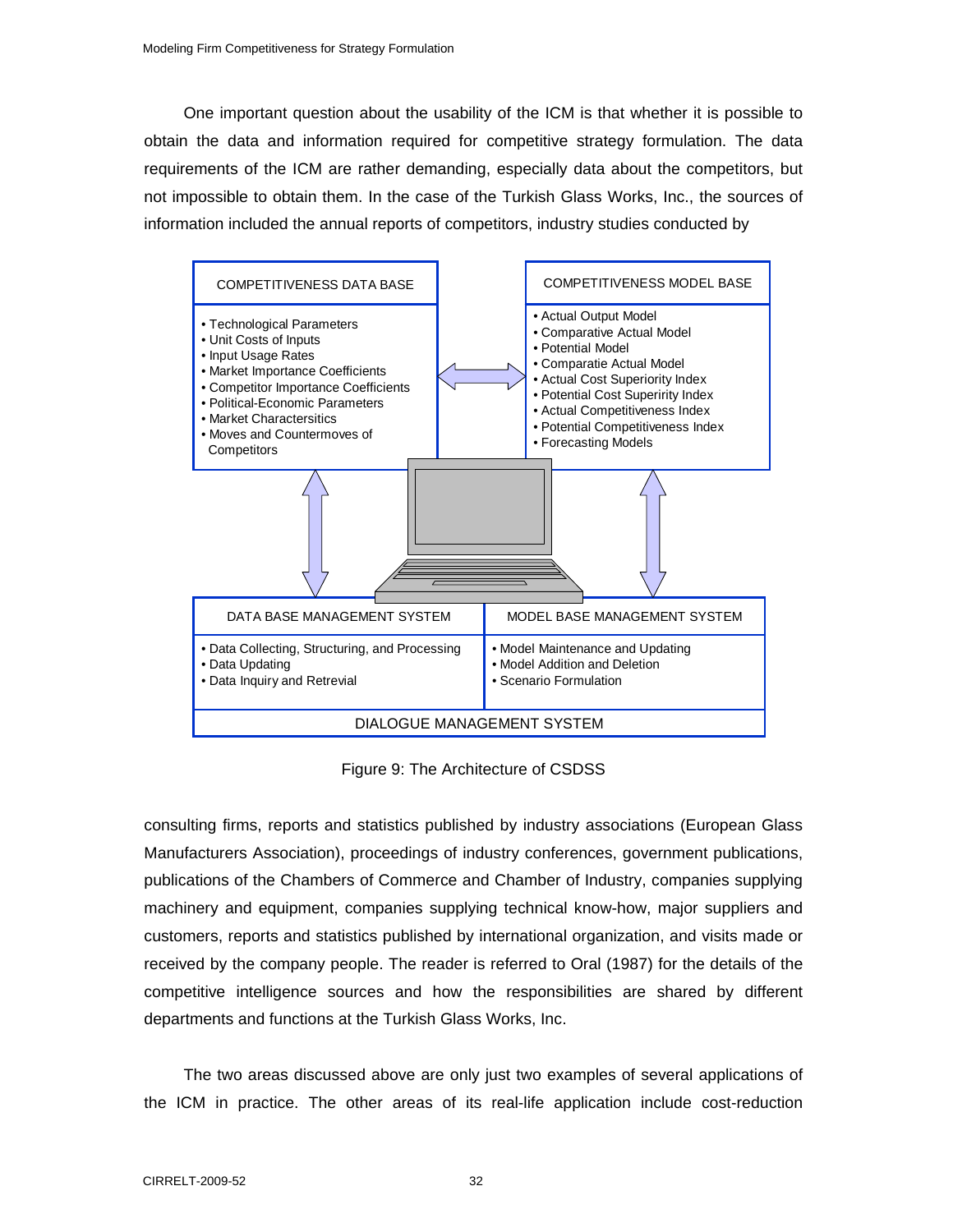One important question about the usability of the ICM is that whether it is possible to obtain the data and information required for competitive strategy formulation. The data requirements of the ICM are rather demanding, especially data about the competitors, but not impossible to obtain them. In the case of the Turkish Glass Works, Inc., the sources of information included the annual reports of competitors, industry studies conducted by consulting firms, reports and statistics published by industry associations (European Glass Manufacturers Association), proceedings of industry conferences, government publications, publications of the Chambers of Commerce and Chamber of Industry, companies supplying machinery and equipment, companies supplying technical know-how, major suppliers and customers, reports and statistics published by international organization, and visits made or received by the company people. The reader is referred to Oral (1987) for the details of the competitive intelligence sources and how the responsibilities are shared by different departments and functions at the Turkish Glass Works, Inc.

COMPETITIVENESS DATA BASE

- Technological Parameters
- Unit Costs of Inputs
- Input Usage Rates
- Market Importance Coefficients
- Competitor Importance Coefficients
- Political-Economic Parameters
- Market Charactersitics
- Moves and Countermoves of Competitors

COMPETITIVENESS MODEL BASE

- Actual Output Model
- Comparative Actual Model
- Potential Model
- Comparatie Actual Model
- Actual Cost Superiority Index
- Potential Cost Superirity Index
- Actual Competitiveness Index
- Potential Competitiveness Index
- Forecasting Models

DATA BASE MANAGEMENT SYSTEM

- Data Collecting, Structuring, and Processing
- Data Updating
- Data Inquiry and Retrevial

MODEL BASE MANAGEMENT SYSTEM

- Model Maintenance and Updating
- Model Addition and Deletion
- Scenario Formulation

DIALOGUE MANAGEMENT SYSTEM

Figure 9: The Architecture of CSDSS

The two areas discussed above are only just two examples of several applications of the ICM in practice. The other areas of its real-life application include cost-reduction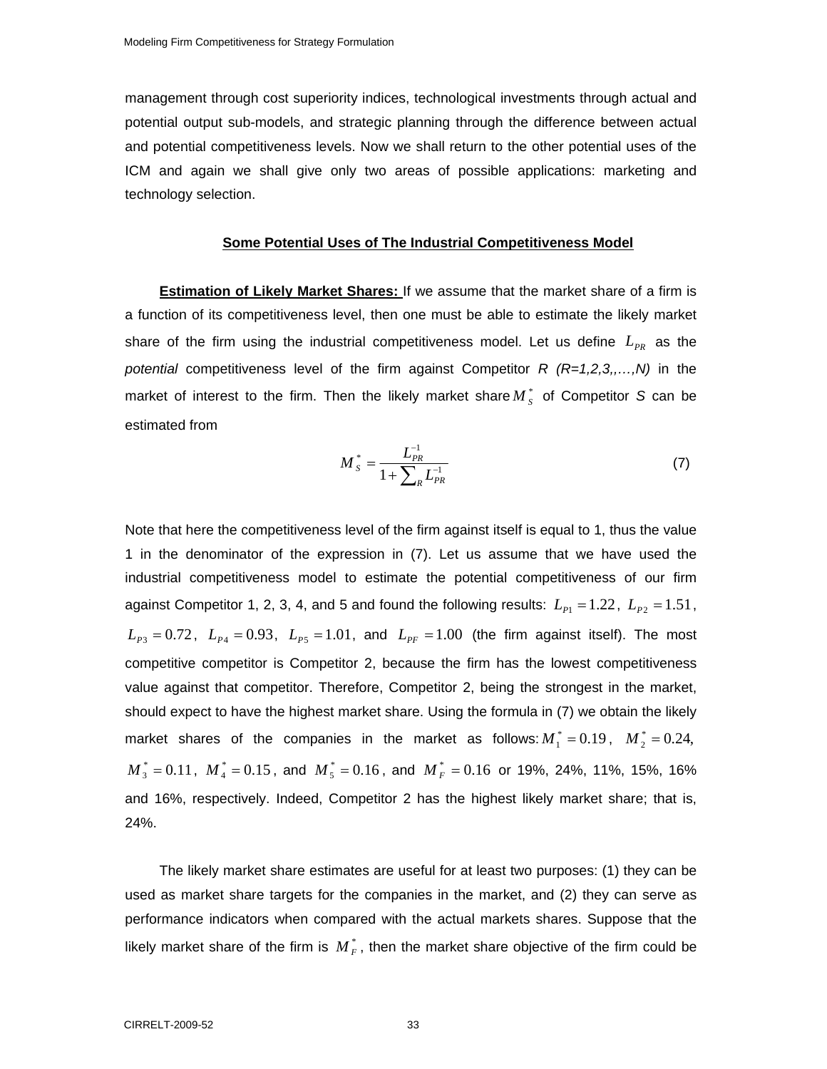management through cost superiority indices, technological investments through actual and potential output sub-models, and strategic planning through the difference between actual and potential competitiveness levels. Now we shall return to the other potential uses of the ICM and again we shall give only two areas of possible applications: marketing and technology selection.

## Some Potential Uses of The Industrial Competitiveness Model

**Estimation of Likely Market Shares:** If we assume that the market share of a firm is a function of its competitiveness level, then one must be able to estimate the likely market share of the firm using the industrial competitiveness model. Let us define $L_{PR}$ as the *potential* competitiveness level of the firm against Competitor *R (R=1,2,3,,…,N)* in the market of interest to the firm. Then the likely market share $M_S^*$ of Competitor *S* can be estimated from

$$M_S^* = \frac{L_{PR}^{-1}}{1 + \sum_R L_{PR}^{-1}} \tag{7}$$

Note that here the competitiveness level of the firm against itself is equal to 1, thus the value 1 in the denominator of the expression in (7). Let us assume that we have used the industrial competitiveness model to estimate the potential competitiveness of our firm against Competitor 1, 2, 3, 4, and 5 and found the following results: $L_{P1} = 1.22$, $L_{P2} = 1.51$, $L_{P3} = 0.72$, $L_{P4} = 0.93$, $L_{P5} = 1.01$, and $L_{PF} = 1.00$ (the firm against itself). The most competitive competitor is Competitor 2, because the firm has the lowest competitiveness value against that competitor. Therefore, Competitor 2, being the strongest in the market, should expect to have the highest market share. Using the formula in (7) we obtain the likely market shares of the companies in the market as follows: $M_1^* = 0.19$, $M_2^* = 0.24$, $M_3^* = 0.11$, $M_4^* = 0.15$, and $M_5^* = 0.16$, and $M_F^* = 0.16$ or 19%, 24%, 11%, 15%, 16% and 16%, respectively. Indeed, Competitor 2 has the highest likely market share; that is, 24%.

The likely market share estimates are useful for at least two purposes: (1) they can be used as market share targets for the companies in the market, and (2) they can serve as performance indicators when compared with the actual markets shares. Suppose that the likely market share of the firm is $M_F^*$, then the market share objective of the firm could be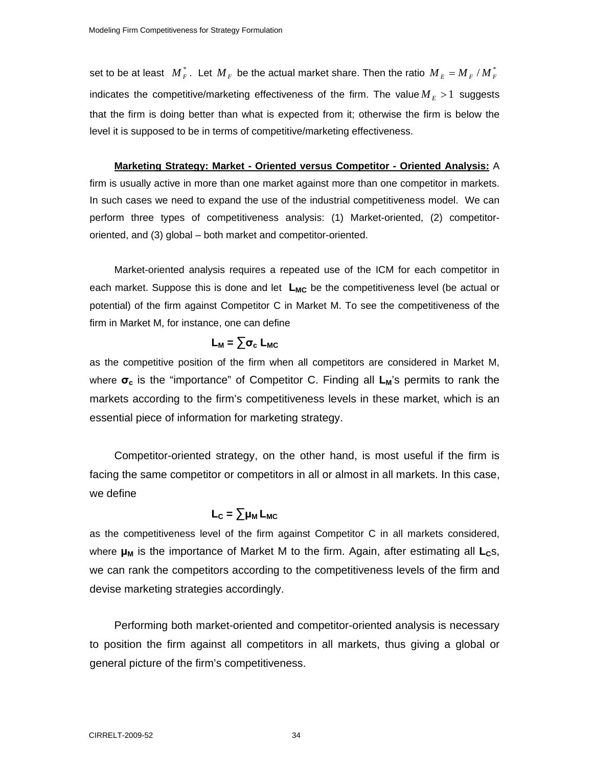set to be at least $M_F^*$. Let $M_F$ be the actual market share. Then the ratio $M_E = M_F / M_F^*$ indicates the competitive/marketing effectiveness of the firm. The value $M_E > 1$ suggests that the firm is doing better than what is expected from it; otherwise the firm is below the level it is supposed to be in terms of competitive/marketing effectiveness.

**Marketing Strategy: Market - Oriented versus Competitor - Oriented Analysis:** A firm is usually active in more than one market against more than one competitor in markets. In such cases we need to expand the use of the industrial competitiveness model. We can perform three types of competitiveness analysis: (1) Market-oriented, (2) competitor-oriented, and (3) global – both market and competitor-oriented.

Market-oriented analysis requires a repeated use of the ICM for each competitor in each market. Suppose this is done and let $\mathbf{L_{MC}}$ be the competitiveness level (be actual or potential) of the firm against Competitor C in Market M. To see the competitiveness of the firm in Market M, for instance, one can define

$$\mathbf{L_M = \sum \sigma_c \, L_{MC}}$$

as the competitive position of the firm when all competitors are considered in Market M, where $\boldsymbol{\sigma_c}$ is the "importance" of Competitor C. Finding all $\mathbf{L_M}$'s permits to rank the markets according to the firm's competitiveness levels in these market, which is an essential piece of information for marketing strategy.

Competitor-oriented strategy, on the other hand, is most useful if the firm is facing the same competitor or competitors in all or almost in all markets. In this case, we define

$$\mathbf{L_C = \sum \mu_M \, L_{MC}}$$

as the competitiveness level of the firm against Competitor C in all markets considered, where $\boldsymbol{\mu_M}$ is the importance of Market M to the firm. Again, after estimating all $\mathbf{L_C}$s, we can rank the competitors according to the competitiveness levels of the firm and devise marketing strategies accordingly.

Performing both market-oriented and competitor-oriented analysis is necessary to position the firm against all competitors in all markets, thus giving a global or general picture of the firm's competitiveness.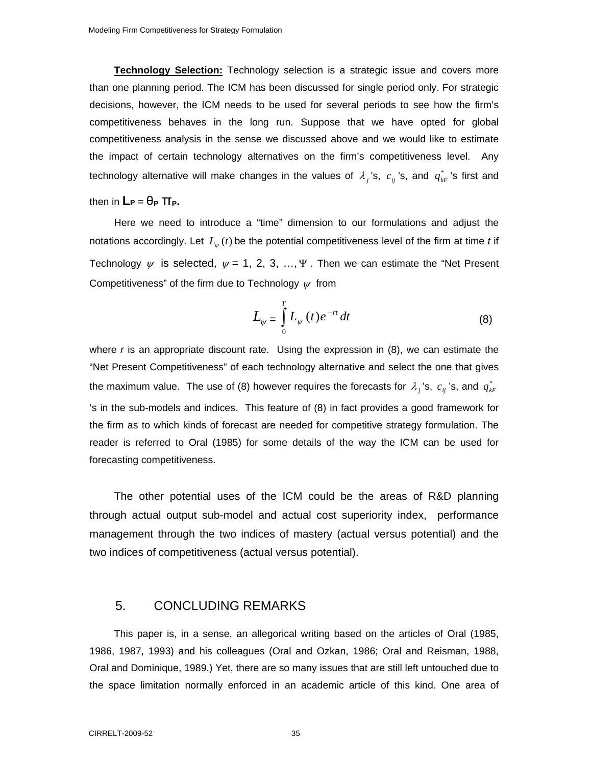**Technology Selection:** Technology selection is a strategic issue and covers more than one planning period. The ICM has been discussed for single period only. For strategic decisions, however, the ICM needs to be used for several periods to see how the firm's competitiveness behaves in the long run. Suppose that we have opted for global competitiveness analysis in the sense we discussed above and we would like to estimate the impact of certain technology alternatives on the firm's competitiveness level. Any technology alternative will make changes in the values of $\lambda_j$'s, $c_{ij}$'s, and $q^*_{kF}$'s first and then in $\mathbf{L_P} = \theta_P \, \pi_P$.

Here we need to introduce a "time" dimension to our formulations and adjust the notations accordingly. Let $L_\psi(t)$ be the potential competitiveness level of the firm at time *t* if Technology $\psi$ is selected, $\psi = 1, 2, 3, \ldots, \Psi$. Then we can estimate the "Net Present Competitiveness" of the firm due to Technology $\psi$ from

$$L_\psi = \int_0^T L_\psi(t) e^{-rt} dt \tag{8}$$

where *r* is an appropriate discount rate. Using the expression in (8), we can estimate the "Net Present Competitiveness" of each technology alternative and select the one that gives the maximum value. The use of (8) however requires the forecasts for $\lambda_j$'s, $c_{ij}$'s, and $q^*_{kF}$'s in the sub-models and indices. This feature of (8) in fact provides a good framework for the firm as to which kinds of forecast are needed for competitive strategy formulation. The reader is referred to Oral (1985) for some details of the way the ICM can be used for forecasting competitiveness.

The other potential uses of the ICM could be the areas of R&D planning through actual output sub-model and actual cost superiority index, performance management through the two indices of mastery (actual versus potential) and the two indices of competitiveness (actual versus potential).

## 5. CONCLUDING REMARKS

This paper is, in a sense, an allegorical writing based on the articles of Oral (1985, 1986, 1987, 1993) and his colleagues (Oral and Ozkan, 1986; Oral and Reisman, 1988, Oral and Dominique, 1989.) Yet, there are so many issues that are still left untouched due to the space limitation normally enforced in an academic article of this kind. One area of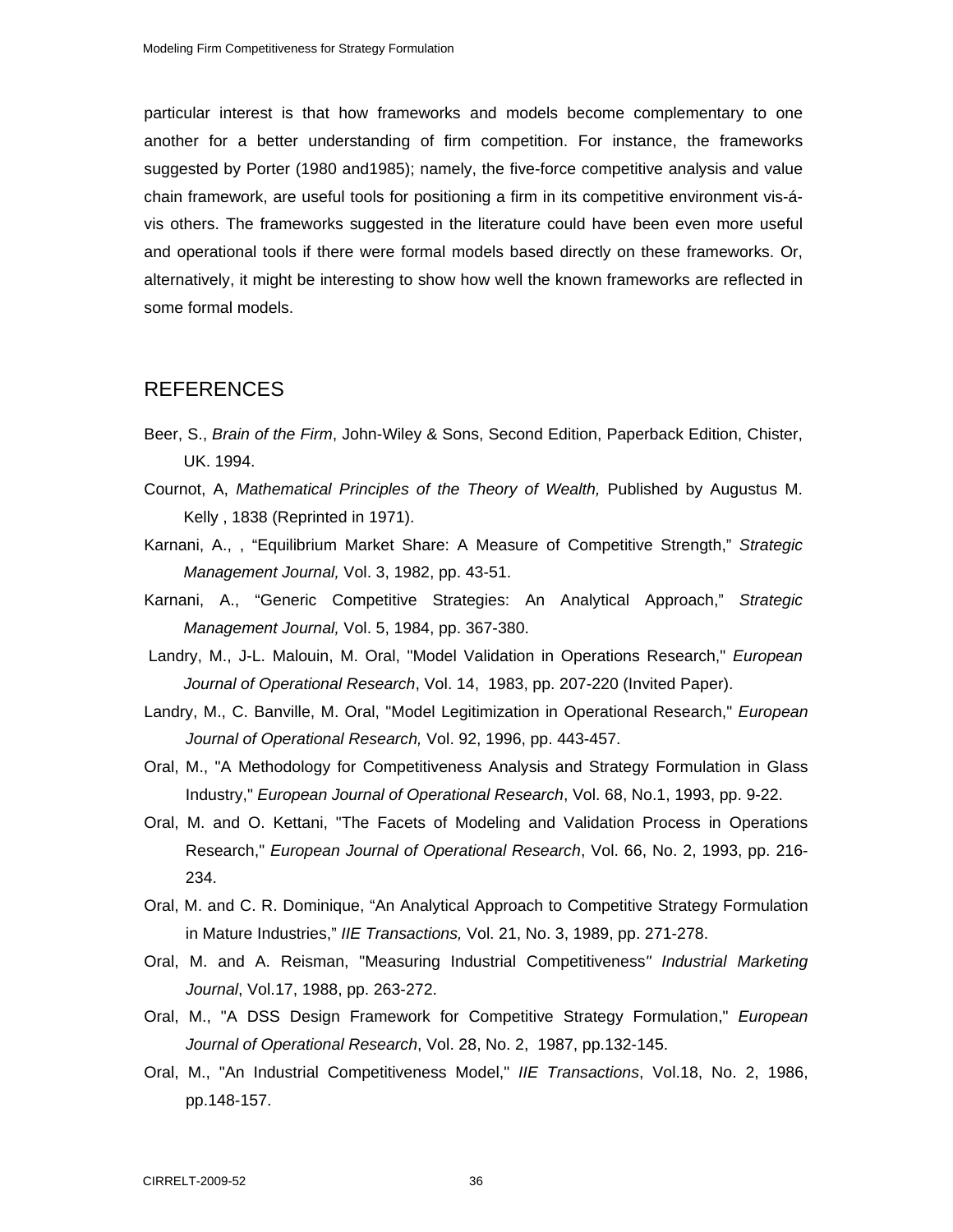particular interest is that how frameworks and models become complementary to one another for a better understanding of firm competition. For instance, the frameworks suggested by Porter (1980 and1985); namely, the five-force competitive analysis and value chain framework, are useful tools for positioning a firm in its competitive environment vis-á-vis others. The frameworks suggested in the literature could have been even more useful and operational tools if there were formal models based directly on these frameworks. Or, alternatively, it might be interesting to show how well the known frameworks are reflected in some formal models.

## REFERENCES

Beer, S., *Brain of the Firm*, John-Wiley & Sons, Second Edition, Paperback Edition, Chister, UK. 1994.

Cournot, A, *Mathematical Principles of the Theory of Wealth,* Published by Augustus M. Kelly , 1838 (Reprinted in 1971).

Karnani, A., , "Equilibrium Market Share: A Measure of Competitive Strength," *Strategic Management Journal,* Vol. 3, 1982, pp. 43-51.

Karnani, A., "Generic Competitive Strategies: An Analytical Approach," *Strategic Management Journal,* Vol. 5, 1984, pp. 367-380.

Landry, M., J-L. Malouin, M. Oral, "Model Validation in Operations Research," *European Journal of Operational Research*, Vol. 14, 1983, pp. 207-220 (Invited Paper).

Landry, M., C. Banville, M. Oral, "Model Legitimization in Operational Research," *European Journal of Operational Research,* Vol. 92, 1996, pp. 443-457.

Oral, M., "A Methodology for Competitiveness Analysis and Strategy Formulation in Glass Industry," *European Journal of Operational Research*, Vol. 68, No.1, 1993, pp. 9-22.

Oral, M. and O. Kettani, "The Facets of Modeling and Validation Process in Operations Research," *European Journal of Operational Research*, Vol. 66, No. 2, 1993, pp. 216-234.

Oral, M. and C. R. Dominique, "An Analytical Approach to Competitive Strategy Formulation in Mature Industries," *IIE Transactions,* Vol. 21, No. 3, 1989, pp. 271-278.

Oral, M. and A. Reisman, "Measuring Industrial Competitiveness" *Industrial Marketing Journal*, Vol.17, 1988, pp. 263-272.

Oral, M., "A DSS Design Framework for Competitive Strategy Formulation," *European Journal of Operational Research*, Vol. 28, No. 2, 1987, pp.132-145.

Oral, M., "An Industrial Competitiveness Model," *IIE Transactions*, Vol.18, No. 2, 1986, pp.148-157.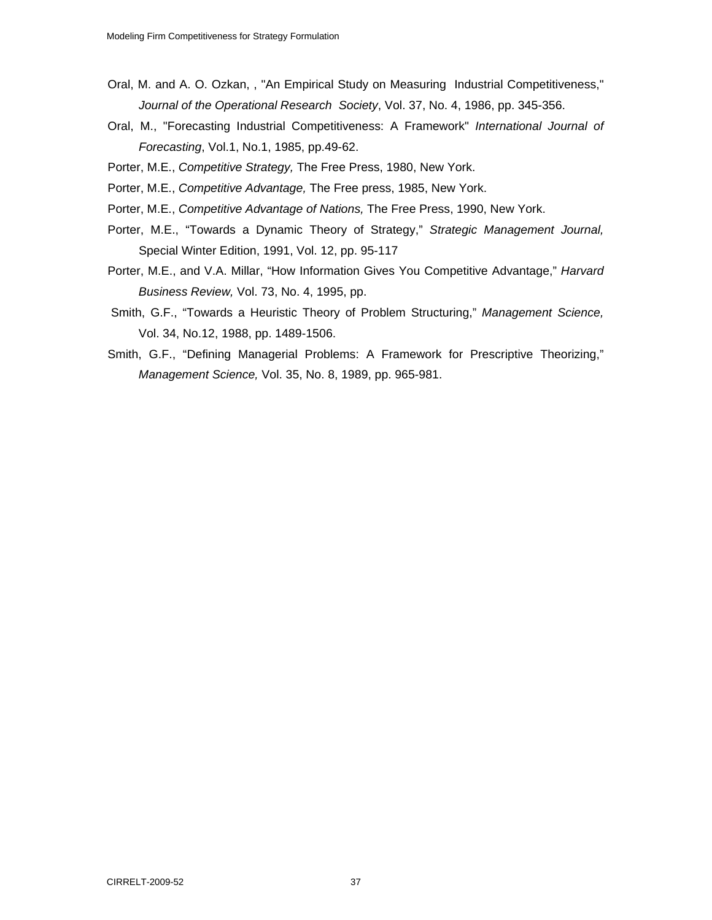Oral, M. and A. O. Ozkan, , "An Empirical Study on Measuring Industrial Competitiveness," *Journal of the Operational Research Society*, Vol. 37, No. 4, 1986, pp. 345-356.

Oral, M., "Forecasting Industrial Competitiveness: A Framework" *International Journal of Forecasting*, Vol.1, No.1, 1985, pp.49-62.

Porter, M.E., *Competitive Strategy,* The Free Press, 1980, New York.

Porter, M.E., *Competitive Advantage,* The Free press, 1985, New York.

Porter, M.E., *Competitive Advantage of Nations,* The Free Press, 1990, New York.

Porter, M.E., "Towards a Dynamic Theory of Strategy," *Strategic Management Journal,* Special Winter Edition, 1991, Vol. 12, pp. 95-117

Porter, M.E., and V.A. Millar, "How Information Gives You Competitive Advantage," *Harvard Business Review,* Vol. 73, No. 4, 1995, pp.

Smith, G.F., "Towards a Heuristic Theory of Problem Structuring," *Management Science,* Vol. 34, No.12, 1988, pp. 1489-1506.

Smith, G.F., "Defining Managerial Problems: A Framework for Prescriptive Theorizing," *Management Science,* Vol. 35, No. 8, 1989, pp. 965-981.